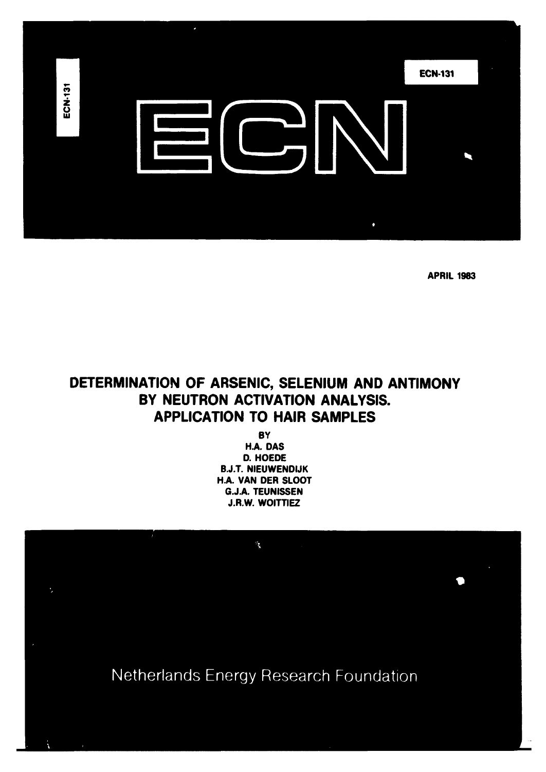ECN-131

ECN-131

ECN

APRIL 1983

# DETERMINATION OF ARSENIC, SELENIUM AND ANTIMONY BY NEUTRON ACTIVATION ANALYSIS. APPLICATION TO HAIR SAMPLES

BY

H.A. DAS
D. HOEDE
B.J.T. NIEUWENDIJK
H.A. VAN DER SLOOT
G.J.A. TEUNISSEN
J.R.W. WOITTIEZ

Netherlands Energy Research Foundation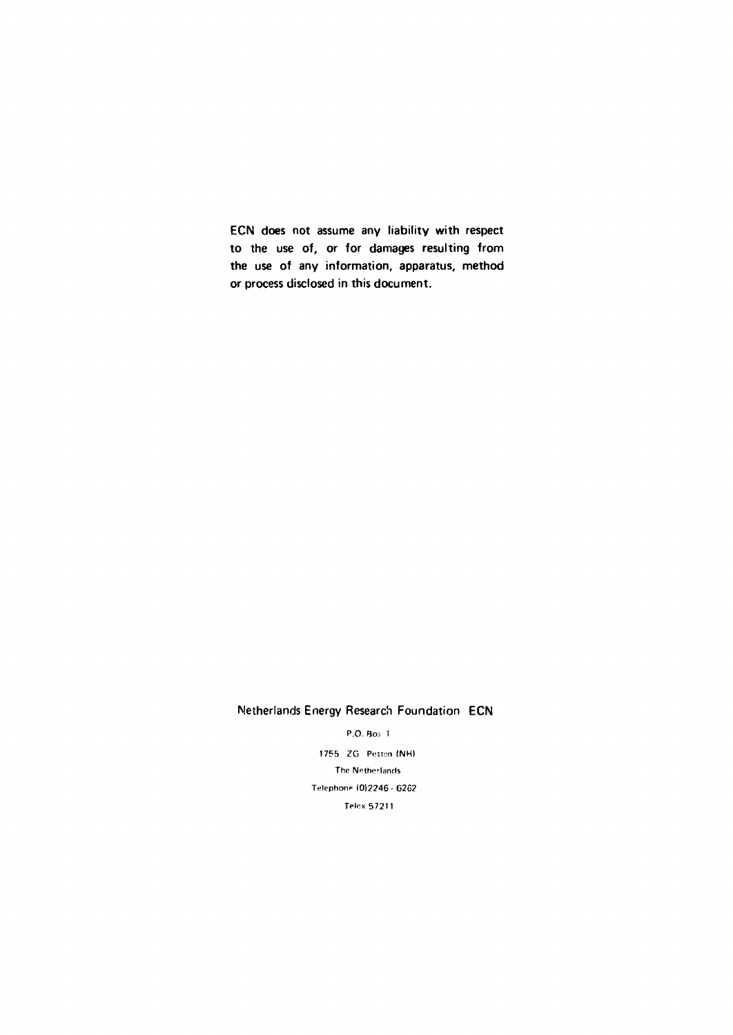ECN does not assume any liability with respect to the use of, or for damages resulting from the use of any information, apparatus, method or process disclosed in this document.

Netherlands Energy Research Foundation ECN

P.O. Box 1

1755 ZG Petten (NH)

The Netherlands

Telephone (0)2246 - 6262

Telex 57211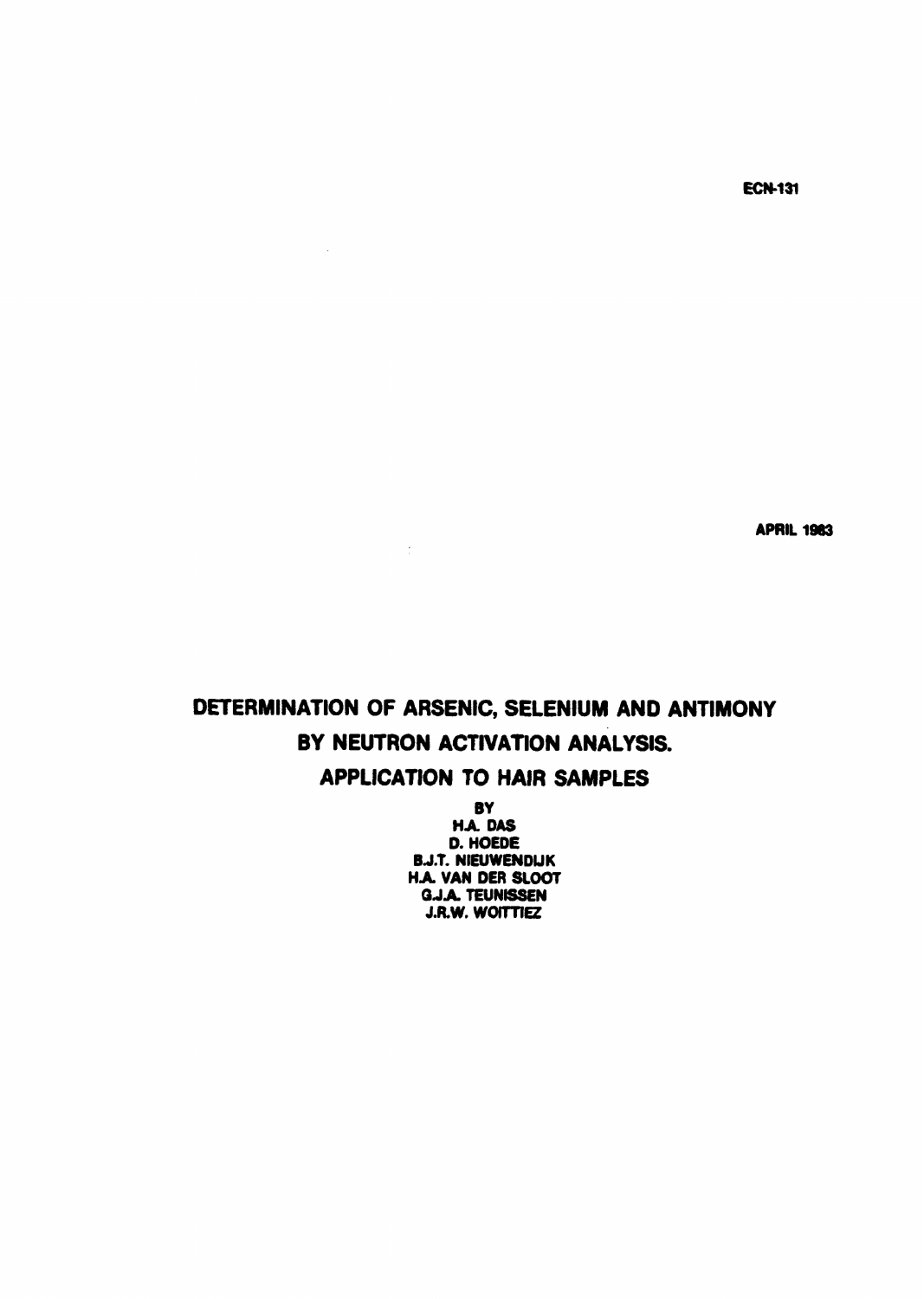ECN-131

APRIL 1983

# DETERMINATION OF ARSENIC, SELENIUM AND ANTIMONY BY NEUTRON ACTIVATION ANALYSIS. APPLICATION TO HAIR SAMPLES

BY

H.A. DAS
D. HOEDE
B.J.T. NIEUWENDIJK
H.A. VAN DER SLOOT
G.J.A. TEUNISSEN
J.R.W. WOITTIEZ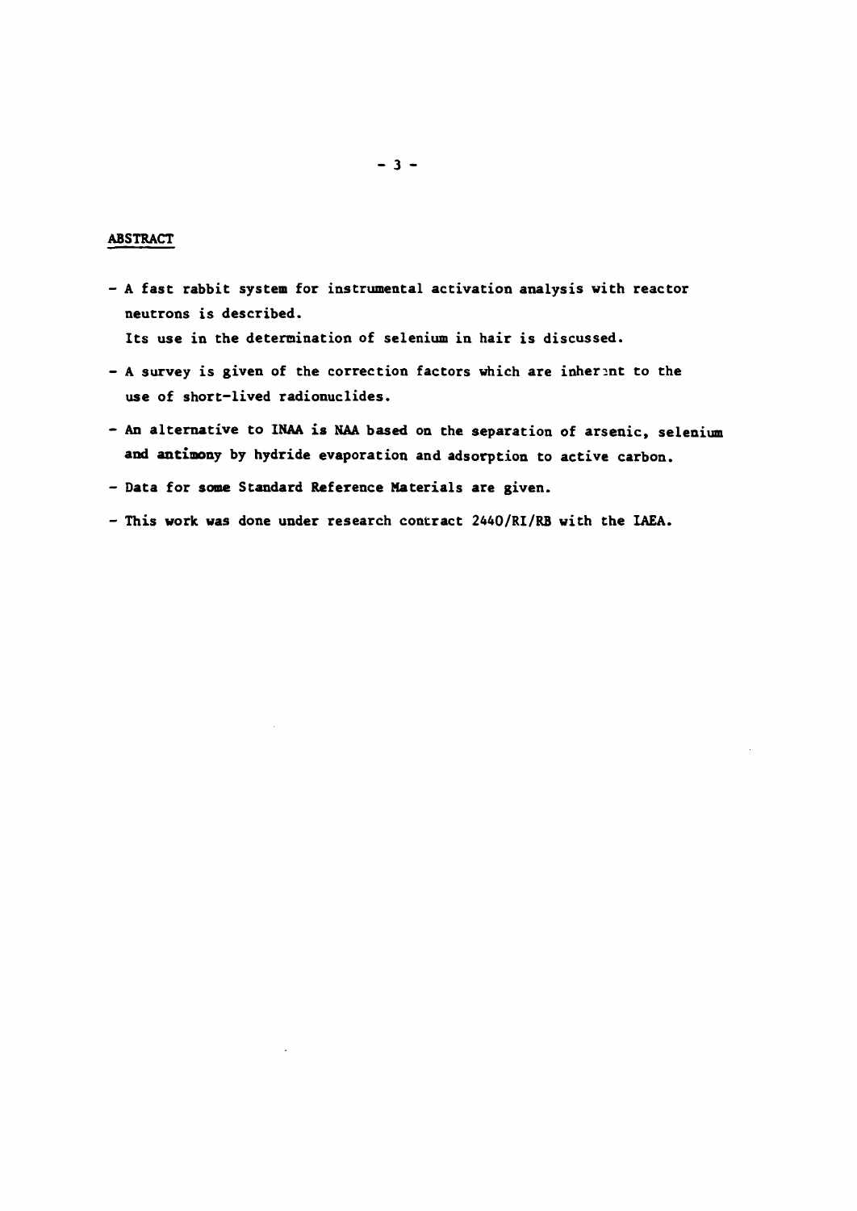## ABSTRACT

- A fast rabbit system for instrumental activation analysis with reactor neutrons is described.
  Its use in the determination of selenium in hair is discussed.
- A survey is given of the correction factors which are inherent to the use of short-lived radionuclides.
- An alternative to INAA is NAA based on the separation of arsenic, selenium and antimony by hydride evaporation and adsorption to active carbon.
- Data for some Standard Reference Materials are given.
- This work was done under research contract 2440/RI/RB with the IAEA.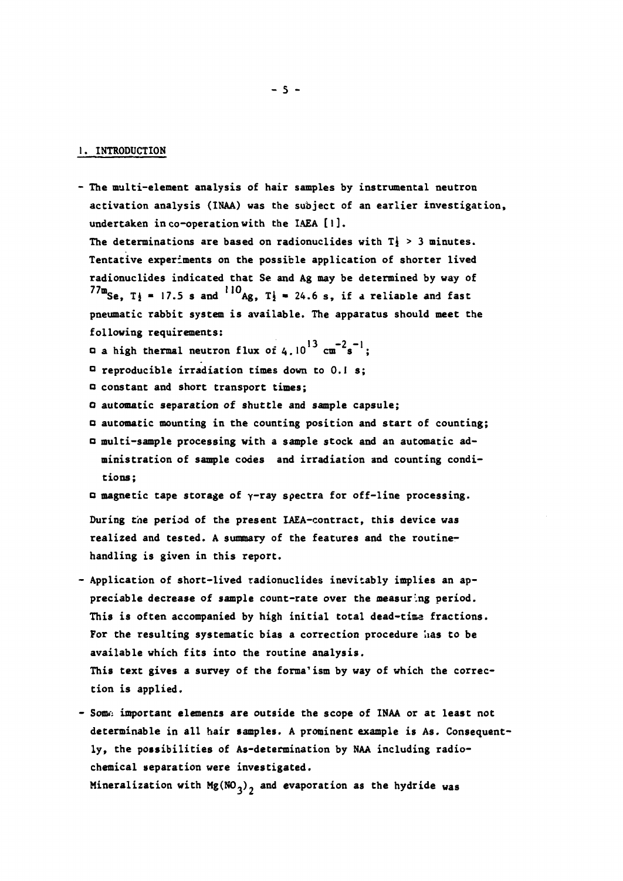## 1. INTRODUCTION

- The multi-element analysis of hair samples by instrumental neutron activation analysis (INAA) was the subject of an earlier investigation, undertaken in co-operation with the IAEA [1].
  The determinations are based on radionuclides with $T_{\frac{1}{2}} > 3$ minutes. Tentative experiments on the possible application of shorter lived radionuclides indicated that Se and Ag may be determined by way of $^{77m}Se$, $T_{\frac{1}{2}} = 17.5$ s and $^{110}Ag$, $T_{\frac{1}{2}} = 24.6$ s, if a reliable and fast pneumatic rabbit system is available. The apparatus should meet the following requirements:
  - a high thermal neutron flux of $4.10^{13}$ $cm^{-2}s^{-1}$;
  - reproducible irradiation times down to 0.1 s;
  - constant and short transport times;
  - automatic separation of shuttle and sample capsule;
  - automatic mounting in the counting position and start of counting;
  - multi-sample processing with a sample stock and an automatic administration of sample codes and irradiation and counting conditions;
  - magnetic tape storage of γ-ray spectra for off-line processing.

  During the period of the present IAEA-contract, this device was realized and tested. A summary of the features and the routine-handling is given in this report.

- Application of short-lived radionuclides inevitably implies an appreciable decrease of sample count-rate over the measuring period. This is often accompanied by high initial total dead-time fractions. For the resulting systematic bias a correction procedure has to be available which fits into the routine analysis.
  This text gives a survey of the formalism by way of which the correction is applied.

- Some important elements are outside the scope of INAA or at least not determinable in all hair samples. A prominent example is As. Consequently, the possibilities of As-determination by NAA including radiochemical separation were investigated.
  Mineralization with $Mg(NO_3)_2$ and evaporation as the hydride was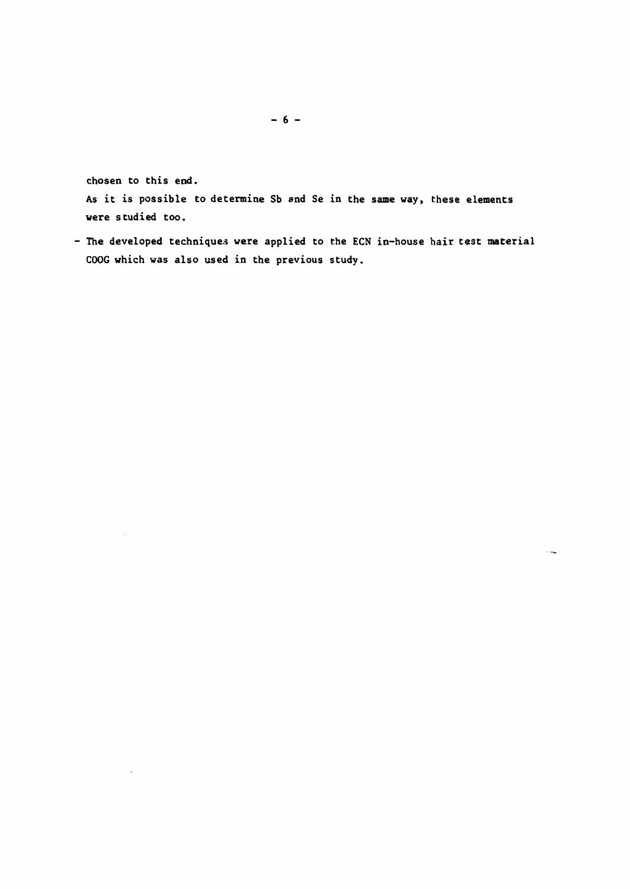chosen to this end.
As it is possible to determine Sb and Se in the same way, these elements were studied too.

- The developed techniques were applied to the ECN in-house hair test material COOG which was also used in the previous study.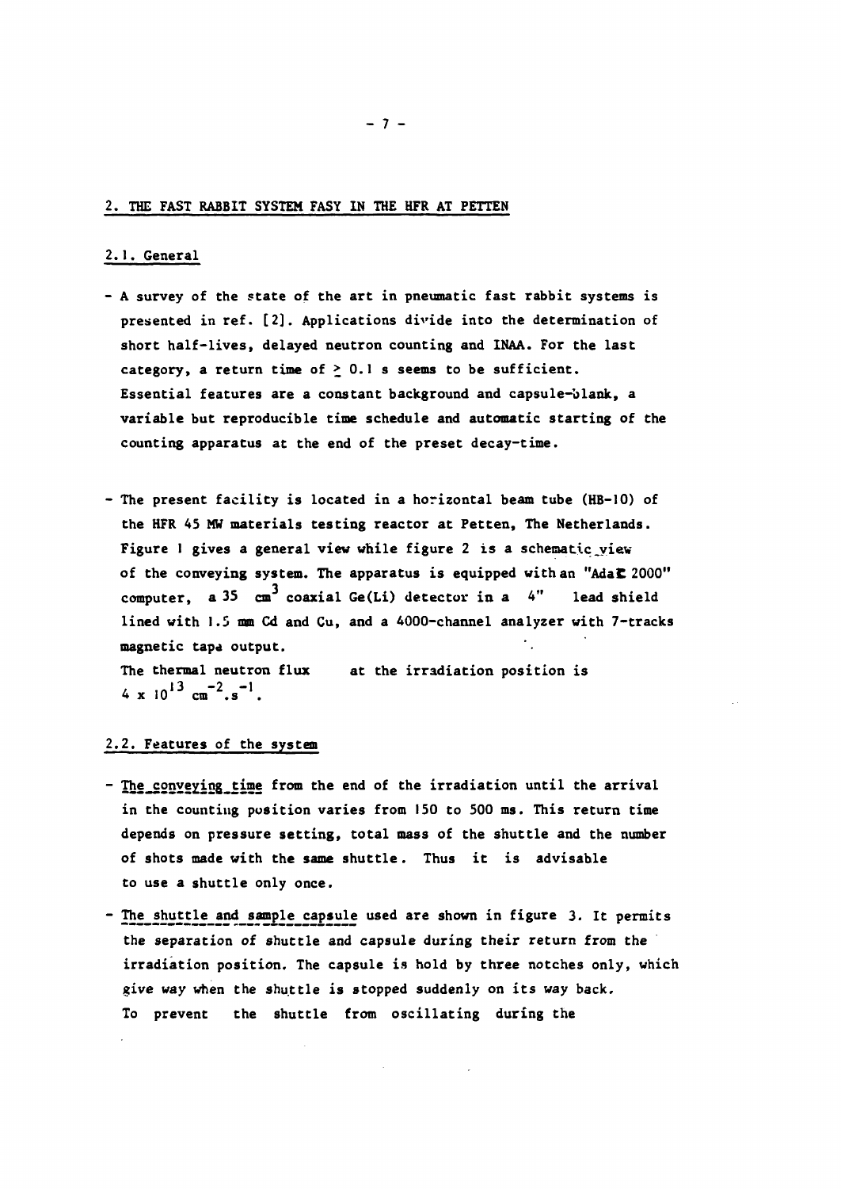## 2. THE FAST RABBIT SYSTEM FASY IN THE HFR AT PETTEN

### 2.1. General

- A survey of the state of the art in pneumatic fast rabbit systems is presented in ref. [2]. Applications divide into the determination of short half-lives, delayed neutron counting and INAA. For the last category, a return time of $\geq 0.1$ s seems to be sufficient. Essential features are a constant background and capsule-blank, a variable but reproducible time schedule and automatic starting of the counting apparatus at the end of the preset decay-time.

- The present facility is located in a horizontal beam tube (HB-10) of the HFR 45 MW materials testing reactor at Petten, The Netherlands. Figure 1 gives a general view while figure 2 is a schematic view of the conveying system. The apparatus is equipped with an "Adac 2000" computer, a 35 $cm^3$ coaxial Ge(Li) detector in a 4" lead shield lined with 1.5 mm Cd and Cu, and a 4000-channel analyzer with 7-tracks magnetic tape output.
  The thermal neutron flux at the irradiation position is $4 \times 10^{13}$ $cm^{-2}.s^{-1}$.

### 2.2. Features of the system

- The conveying time from the end of the irradiation until the arrival in the counting position varies from 150 to 500 ms. This return time depends on pressure setting, total mass of the shuttle and the number of shots made with the same shuttle. Thus it is advisable to use a shuttle only once.

- The shuttle and sample capsule used are shown in figure 3. It permits the separation of shuttle and capsule during their return from the irradiation position. The capsule is hold by three notches only, which give way when the shuttle is stopped suddenly on its way back. To prevent the shuttle from oscillating during the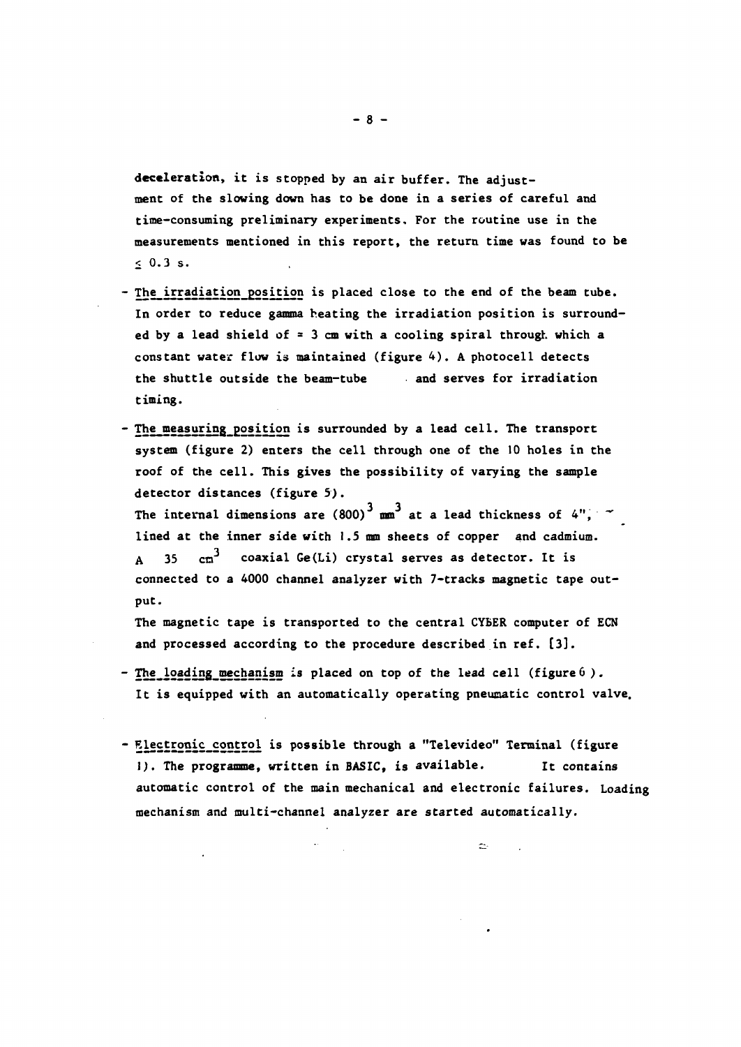**deceleration**, it is stopped by an air buffer. The adjustment of the slowing down has to be done in a series of careful and time-consuming preliminary experiments. For the routine use in the measurements mentioned in this report, the return time was found to be $\leq 0.3$ s.

- The irradiation position is placed close to the end of the beam tube. In order to reduce gamma heating the irradiation position is surrounded by a lead shield of ≈ 3 cm with a cooling spiral through which a constant water flow is maintained (figure 4). A photocell detects the shuttle outside the beam-tube and serves for irradiation timing.

- The measuring position is surrounded by a lead cell. The transport system (figure 2) enters the cell through one of the 10 holes in the roof of the cell. This gives the possibility of varying the sample detector distances (figure 5).
  The internal dimensions are $(800)^3$ $mm^3$ at a lead thickness of 4", lined at the inner side with 1.5 mm sheets of copper and cadmium. A 35 $cm^3$ coaxial Ge(Li) crystal serves as detector. It is connected to a 4000 channel analyzer with 7-tracks magnetic tape output.
  The magnetic tape is transported to the central CYBER computer of ECN and processed according to the procedure described in ref. [3].

- The loading mechanism is placed on top of the lead cell (figure 6). It is equipped with an automatically operating pneumatic control valve.

- Electronic control is possible through a "Televideo" Terminal (figure 1). The programme, written in BASIC, is available. It contains automatic control of the main mechanical and electronic failures. Loading mechanism and multi-channel analyzer are started automatically.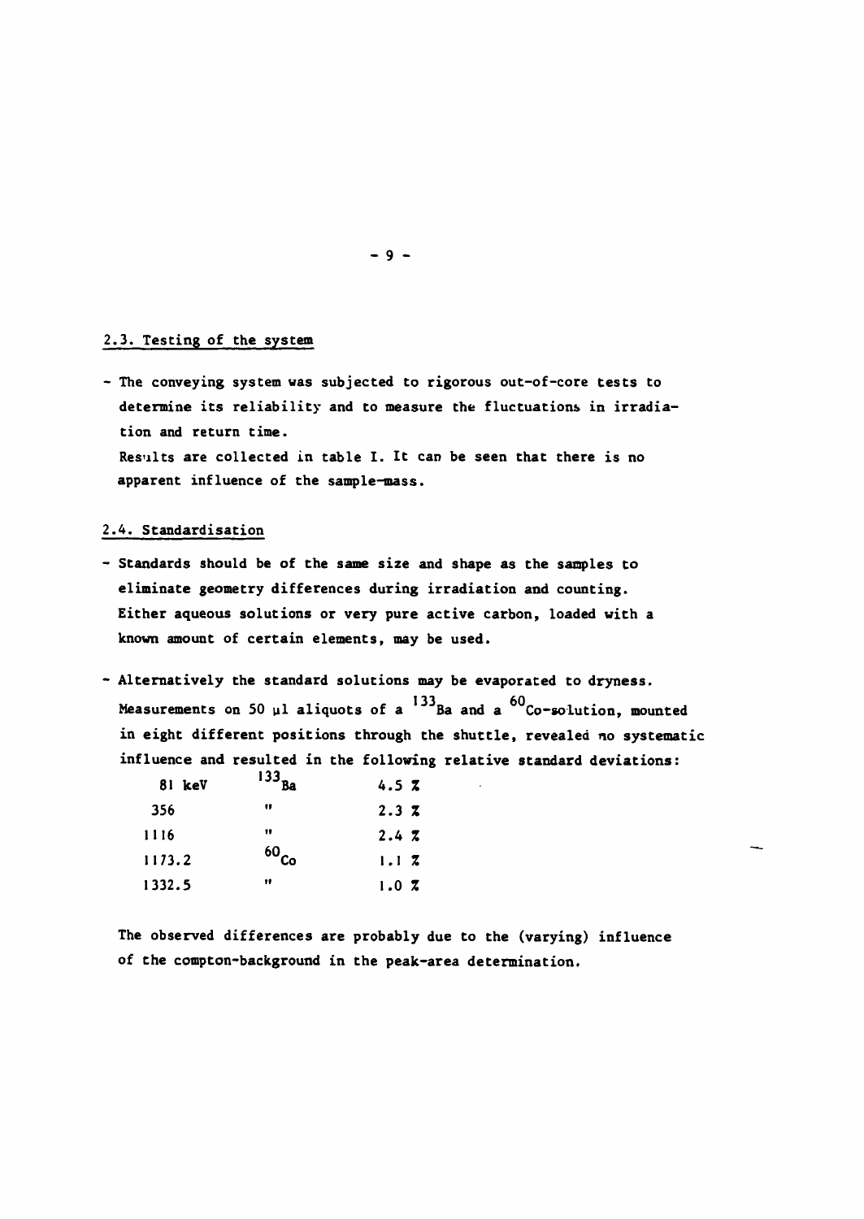## 2.3. Testing of the system

- The conveying system was subjected to rigorous out-of-core tests to determine its reliability and to measure the fluctuations in irradiation and return time.
  Results are collected in table I. It can be seen that there is no apparent influence of the sample-mass.

## 2.4. Standardisation

- Standards should be of the same size and shape as the samples to eliminate geometry differences during irradiation and counting. Either aqueous solutions or very pure active carbon, loaded with a known amount of certain elements, may be used.

- Alternatively the standard solutions may be evaporated to dryness. Measurements on 50 µl aliquots of a $^{133}$Ba and a $^{60}$Co-solution, mounted in eight different positions through the shuttle, revealed no systematic influence and resulted in the following relative standard deviations:

| | | |
|---|---|---|
| 81 keV | $^{133}$Ba | 4.5 % |
| 356 | " | 2.3 % |
| 1116 | " | 2.4 % |
| 1173.2 | $^{60}$Co | 1.1 % |
| 1332.5 | " | 1.0 % |

The observed differences are probably due to the (varying) influence of the compton-background in the peak-area determination.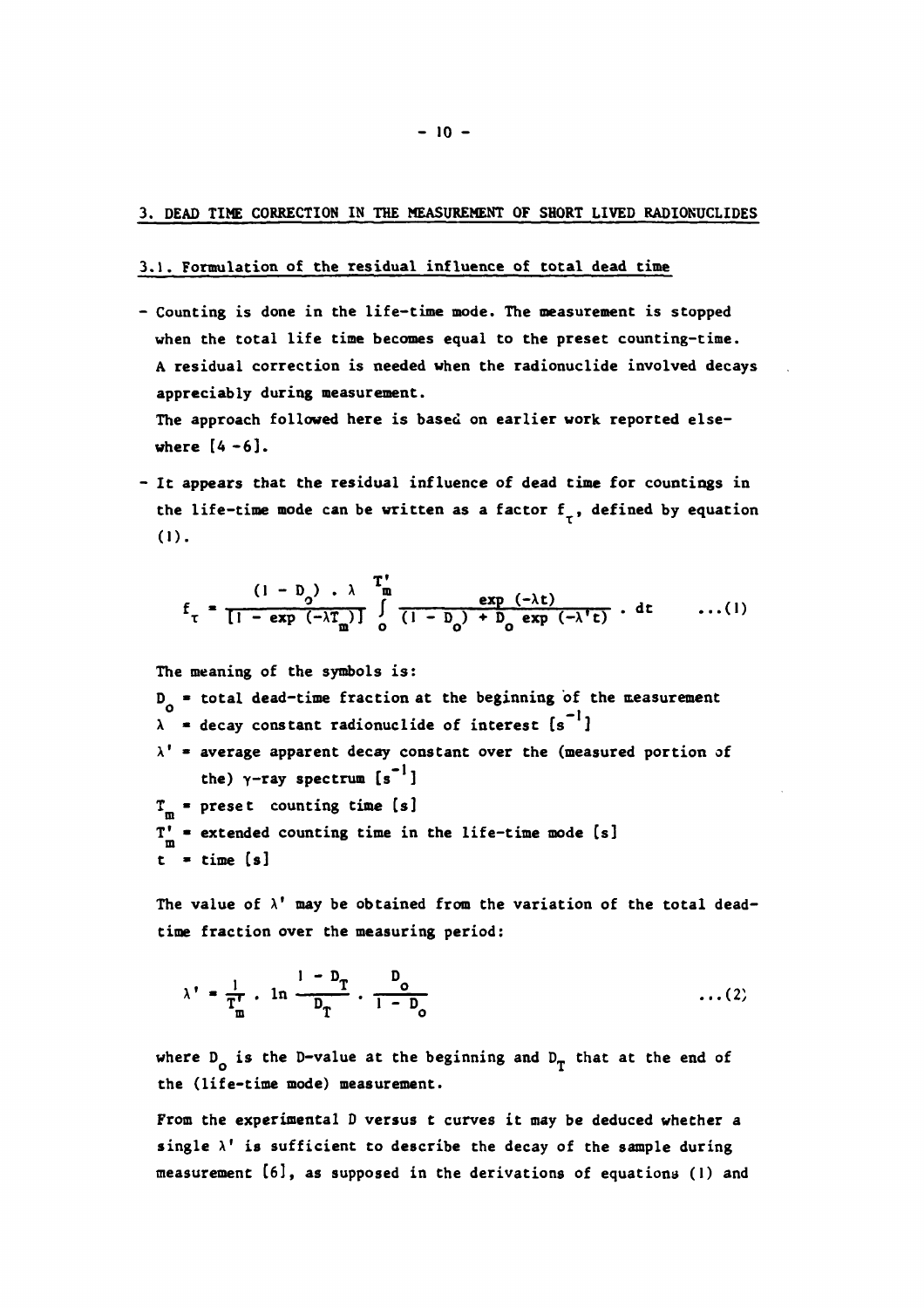## 3. DEAD TIME CORRECTION IN THE MEASUREMENT OF SHORT LIVED RADIONUCLIDES

### 3.1. Formulation of the residual influence of total dead time

- Counting is done in the life-time mode. The measurement is stopped when the total life time becomes equal to the preset counting-time. A residual correction is needed when the radionuclide involved decays appreciably during measurement.
  The approach followed here is based on earlier work reported elsewhere [4 -6].

- It appears that the residual influence of dead time for countings in the life-time mode can be written as a factor $f_\tau$, defined by equation (1).

$$f_\tau = \frac{(1 - D_o) \cdot \lambda}{[1 - \exp(-\lambda T_m)]} \int_o^{T'_m} \frac{\exp(-\lambda t)}{(1 - D_o) + D_o \exp(-\lambda' t)} \cdot dt \qquad \ldots(1)$$

The meaning of the symbols is:

$D_o$ = total dead-time fraction at the beginning of the measurement

$\lambda$ = decay constant radionuclide of interest $[s^{-1}]$

$\lambda'$ = average apparent decay constant over the (measured portion of the) $\gamma$-ray spectrum $[s^{-1}]$

$T_m$ = preset counting time [s]

$T'_m$ = extended counting time in the life-time mode [s]

$t$ = time [s]

The value of $\lambda'$ may be obtained from the variation of the total dead-time fraction over the measuring period:

$$\lambda' = \frac{1}{T'_m} \cdot \ln \frac{1 - D_T}{D_T} \cdot \frac{D_o}{1 - D_o} \qquad \ldots(2)$$

where $D_o$ is the D-value at the beginning and $D_T$ that at the end of the (life-time mode) measurement.

From the experimental D versus t curves it may be deduced whether a single $\lambda'$ is sufficient to describe the decay of the sample during measurement [6], as supposed in the derivations of equations (1) and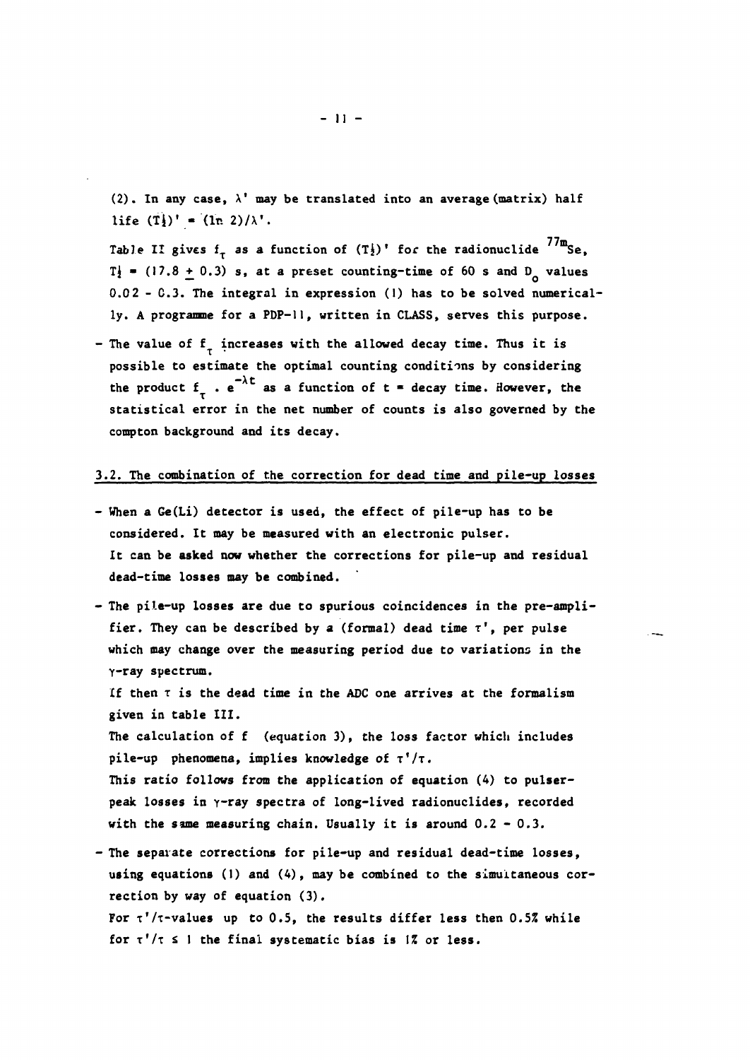(2). In any case, $\lambda'$ may be translated into an average (matrix) half life $(T\frac{1}{2})' = (\ln 2)/\lambda'$.

Table II gives $f_\tau$ as a function of $(T\frac{1}{2})'$ for the radionuclide $^{77m}Se$, $T\frac{1}{2} = (17.8 \pm 0.3)$ s, at a preset counting-time of 60 s and $D_o$ values 0.02 - 0.3. The integral in expression (1) has to be solved numerically. A programme for a PDP-11, written in CLASS, serves this purpose.

- The value of $f_\tau$ increases with the allowed decay time. Thus it is possible to estimate the optimal counting conditions by considering the product $f_\tau \cdot e^{-\lambda t}$ as a function of t = decay time. However, the statistical error in the net number of counts is also governed by the compton background and its decay.

## 3.2. The combination of the correction for dead time and pile-up losses

- When a Ge(Li) detector is used, the effect of pile-up has to be considered. It may be measured with an electronic pulser. It can be asked now whether the corrections for pile-up and residual dead-time losses may be combined.

- The pile-up losses are due to spurious coincidences in the pre-amplifier. They can be described by a (formal) dead time $\tau'$, per pulse which may change over the measuring period due to variations in the $\gamma$-ray spectrum.
  If then $\tau$ is the dead time in the ADC one arrives at the formalism given in table III.
  The calculation of f (equation 3), the loss factor which includes pile-up phenomena, implies knowledge of $\tau'/\tau$.
  This ratio follows from the application of equation (4) to pulser-peak losses in $\gamma$-ray spectra of long-lived radionuclides, recorded with the same measuring chain. Usually it is around 0.2 - 0.3.

- The separate corrections for pile-up and residual dead-time losses, using equations (1) and (4), may be combined to the simultaneous correction by way of equation (3).
  For $\tau'/\tau$-values up to 0.5, the results differ less then 0.5% while for $\tau'/\tau \leq 1$ the final systematic bias is 1% or less.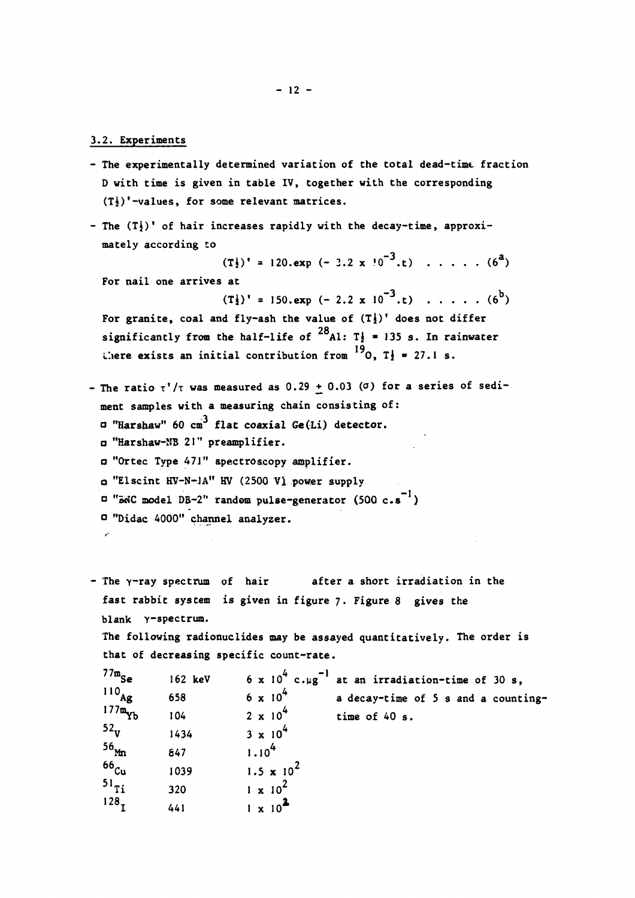### 3.2. Experiments

- The experimentally determined variation of the total dead-time fraction D with time is given in table IV, together with the corresponding $(T_{\frac{1}{2}})'$-values, for some relevant matrices.

- The $(T_{\frac{1}{2}})'$ of hair increases rapidly with the decay-time, approximately according to

$$(T_{\frac{1}{2}})' \approx 120.\exp(-3.2 \times 10^{-3}.t) \quad \ldots\ldots \quad (6^a)$$

  For nail one arrives at

$$(T_{\frac{1}{2}})' = 150.\exp(-2.2 \times 10^{-3}.t) \quad \ldots\ldots \quad (6^b)$$

  For granite, coal and fly-ash the value of $(T_{\frac{1}{2}})'$ does not differ significantly from the half-life of $^{28}Al$: $T_{\frac{1}{2}} = 135$ s. In rainwater there exists an initial contribution from $^{19}O$, $T_{\frac{1}{2}} = 27.1$ s.

- The ratio $\tau'/\tau$ was measured as $0.29 \pm 0.03$ ($\sigma$) for a series of sediment samples with a measuring chain consisting of:
  - "Harshaw" 60 $cm^3$ flat coaxial Ge(Li) detector.
  - "Harshaw-NB 21" preamplifier.
  - "Ortec Type 471" spectroscopy amplifier.
  - "Elscint HV-N-1A" HV (2500 V) power supply
  - "BNC model DB-2" random pulse-generator (500 $c.s^{-1}$)
  - "Didac 4000" channel analyzer.

- The γ-ray spectrum of hair after a short irradiation in the fast rabbit system is given in figure 7. Figure 8 gives the blank γ-spectrum.

  The following radionuclides may be assayed quantitatively. The order is that of decreasing specific count-rate.

| | | | |
|---|---|---|---|
| $^{77m}Se$ | 162 keV | $6 \times 10^4$ $c.\mu g^{-1}$ | at an irradiation-time of 30 s, |
| $^{110}Ag$ | 658 | $6 \times 10^4$ | a decay-time of 5 s and a counting- |
| $^{177m}Yb$ | 104 | $2 \times 10^4$ | time of 40 s. |
| $^{52}V$ | 1434 | $3 \times 10^4$ | |
| $^{56}Mn$ | 847 | $1.10^4$ | |
| $^{66}Cu$ | 1039 | $1.5 \times 10^2$ | |
| $^{51}Ti$ | 320 | $1 \times 10^2$ | |
| $^{128}I$ | 441 | $1 \times 10^2$ | |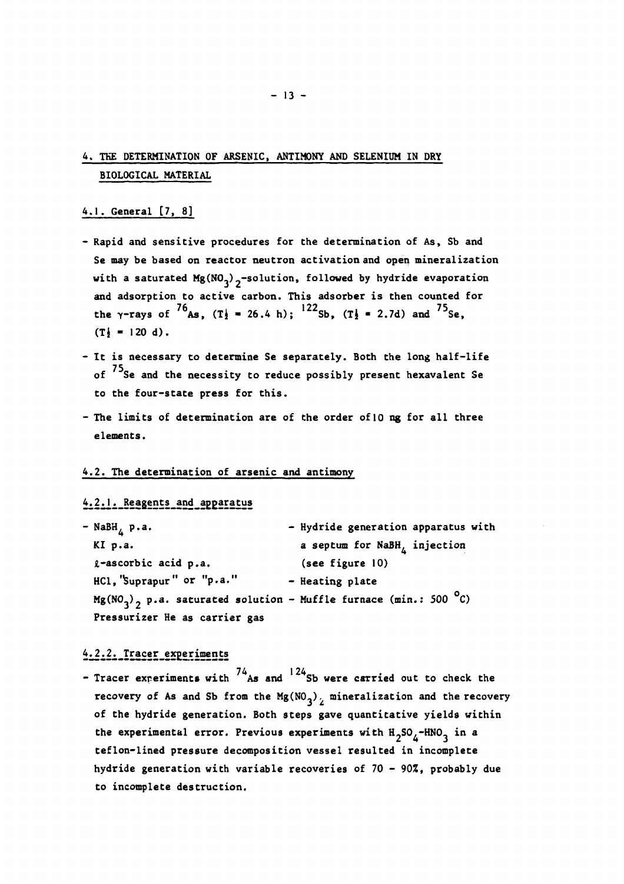# 4. THE DETERMINATION OF ARSENIC, ANTIMONY AND SELENIUM IN DRY BIOLOGICAL MATERIAL

## 4.1. General [7, 8]

- Rapid and sensitive procedures for the determination of As, Sb and Se may be based on reactor neutron activation and open mineralization with a saturated $Mg(NO_3)_2$-solution, followed by hydride evaporation and adsorption to active carbon. This adsorber is then counted for the γ-rays of $^{76}As$, ($T\frac{1}{2}$ = 26.4 h); $^{122}Sb$, ($T\frac{1}{2}$ = 2.7d) and $^{75}Se$, ($T\frac{1}{2}$ = 120 d).
- It is necessary to determine Se separately. Both the long half-life of $^{75}Se$ and the necessity to reduce possibly present hexavalent Se to the four-state press for this.
- The limits of determination are of the order of 10 ng for all three elements.

## 4.2. The determination of arsenic and antimony

### 4.2.1. Reagents and apparatus

- $NaBH_4$ p.a.
  KI p.a.
  ℓ-ascorbic acid p.a.
  HCl, "Suprapur" or "p.a."
  $Mg(NO_3)_2$ p.a. saturated solution
  Pressurizer He as carrier gas
- Hydride generation apparatus with a septum for $NaBH_4$ injection (see figure 10)
- Heating plate
- Muffle furnace (min.: 500 °C)

### 4.2.2. Tracer experiments

- Tracer experiments with $^{74}As$ and $^{124}Sb$ were carried out to check the recovery of As and Sb from the $Mg(NO_3)_2$ mineralization and the recovery of the hydride generation. Both steps gave quantitative yields within the experimental error. Previous experiments with $H_2SO_4$-$HNO_3$ in a teflon-lined pressure decomposition vessel resulted in incomplete hydride generation with variable recoveries of 70 - 90%, probably due to incomplete destruction.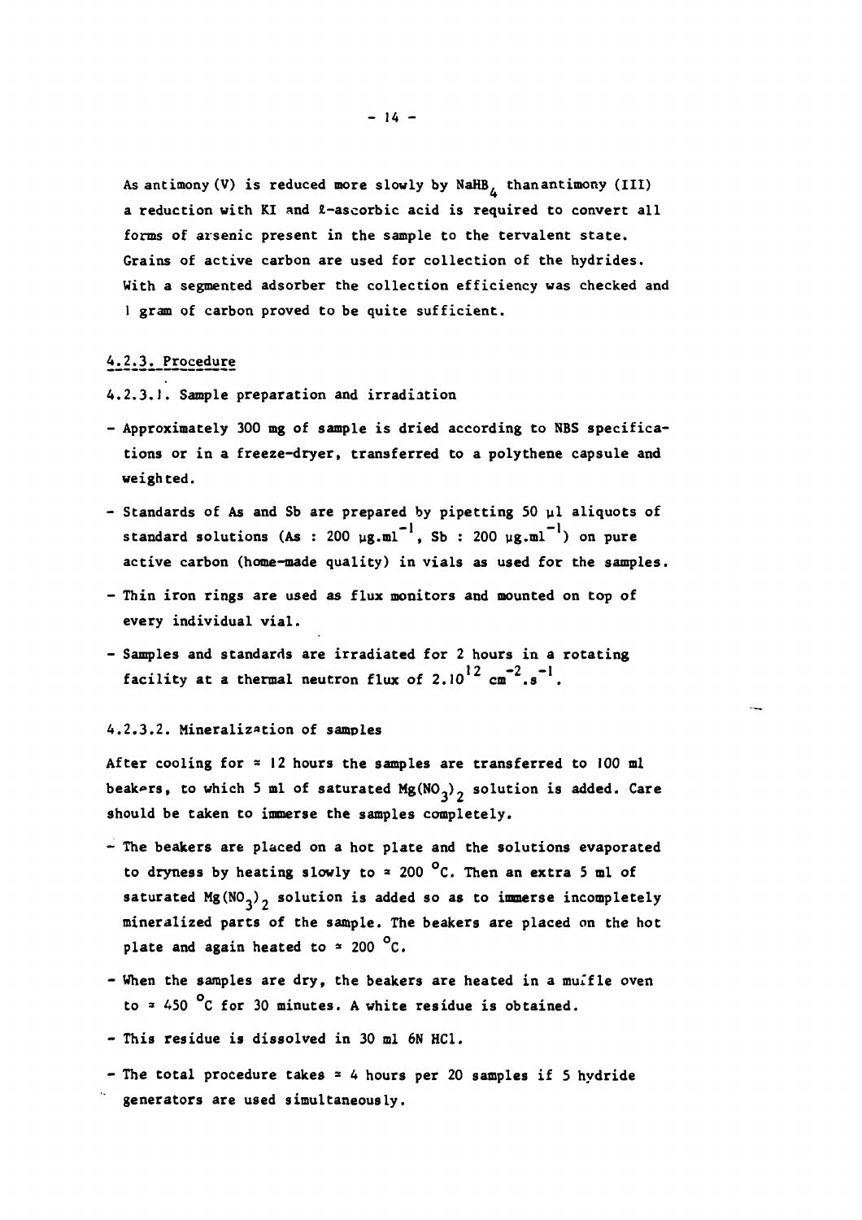As antimony (V) is reduced more slowly by $NaHB_4$ thanantimony (III) a reduction with KI and ℓ-ascorbic acid is required to convert all forms of arsenic present in the sample to the tervalent state. Grains of active carbon are used for collection of the hydrides. With a segmented adsorber the collection efficiency was checked and 1 gram of carbon proved to be quite sufficient.

### 4.2.3. Procedure

#### 4.2.3.1. Sample preparation and irradiation

- Approximately 300 mg of sample is dried according to NBS specifications or in a freeze-dryer, transferred to a polythene capsule and weighted.
- Standards of As and Sb are prepared by pipetting 50 µl aliquots of standard solutions (As : 200 $\mu g.ml^{-1}$, Sb : 200 $\mu g.ml^{-1}$) on pure active carbon (home-made quality) in vials as used for the samples.
- Thin iron rings are used as flux monitors and mounted on top of every individual vial.
- Samples and standards are irradiated for 2 hours in a rotating facility at a thermal neutron flux of $2.10^{12}$ $cm^{-2}.s^{-1}$.

#### 4.2.3.2. Mineralization of samples

After cooling for ≈ 12 hours the samples are transferred to 100 ml beakers, to which 5 ml of saturated $Mg(NO_3)_2$ solution is added. Care should be taken to immerse the samples completely.

- The beakers are placed on a hot plate and the solutions evaporated to dryness by heating slowly to ≈ 200 °C. Then an extra 5 ml of saturated $Mg(NO_3)_2$ solution is added so as to immerse incompletely mineralized parts of the sample. The beakers are placed on the hot plate and again heated to ≈ 200 °C.
- When the samples are dry, the beakers are heated in a muffle oven to ≈ 450 °C for 30 minutes. A white residue is obtained.
- This residue is dissolved in 30 ml 6N HCl.
- The total procedure takes ≈ 4 hours per 20 samples if 5 hydride generators are used simultaneously.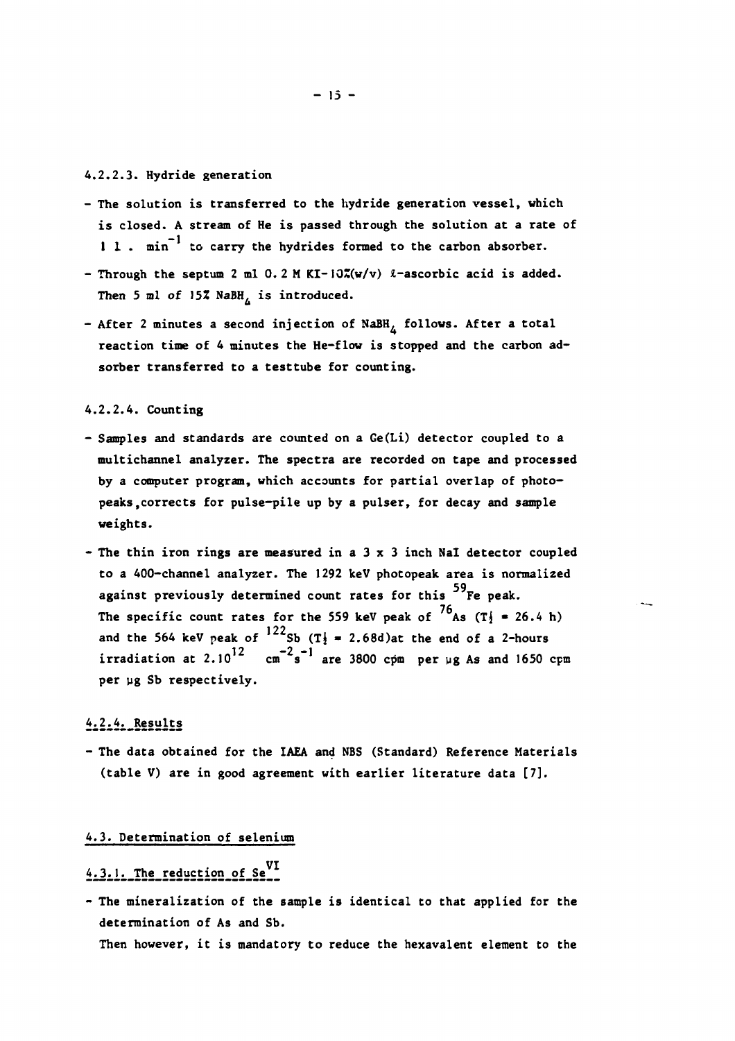#### 4.2.2.3. Hydride generation

- The solution is transferred to the hydride generation vessel, which is closed. A stream of He is passed through the solution at a rate of $1\ l \cdot min^{-1}$ to carry the hydrides formed to the carbon absorber.
- Through the septum 2 ml 0.2 M KI-10%(w/v) ℓ-ascorbic acid is added. Then 5 ml of 15% $NaBH_4$ is introduced.
- After 2 minutes a second injection of $NaBH_4$ follows. After a total reaction time of 4 minutes the He-flow is stopped and the carbon adsorber transferred to a testtube for counting.

#### 4.2.2.4. Counting

- Samples and standards are counted on a Ge(Li) detector coupled to a multichannel analyzer. The spectra are recorded on tape and processed by a computer program, which accounts for partial overlap of photopeaks, corrects for pulse-pile up by a pulser, for decay and sample weights.
- The thin iron rings are measured in a 3 x 3 inch NaI detector coupled to a 400-channel analyzer. The 1292 keV photopeak area is normalized against previously determined count rates for this $^{59}Fe$ peak. The specific count rates for the 559 keV peak of $^{76}As$ ($T_{\frac{1}{2}}$ = 26.4 h) and the 564 keV peak of $^{122}Sb$ ($T_{\frac{1}{2}}$ = 2.68d) at the end of a 2-hours irradiation at $2.10^{12}\ cm^{-2}s^{-1}$ are 3800 cpm per µg As and 1650 cpm per µg Sb respectively.

### 4.2.4. Results

- The data obtained for the IAEA and NBS (Standard) Reference Materials (table V) are in good agreement with earlier literature data [7].

## 4.3. Determination of selenium

### 4.3.1. The reduction of $Se^{VI}$

- The mineralization of the sample is identical to that applied for the determination of As and Sb.
  Then however, it is mandatory to reduce the hexavalent element to the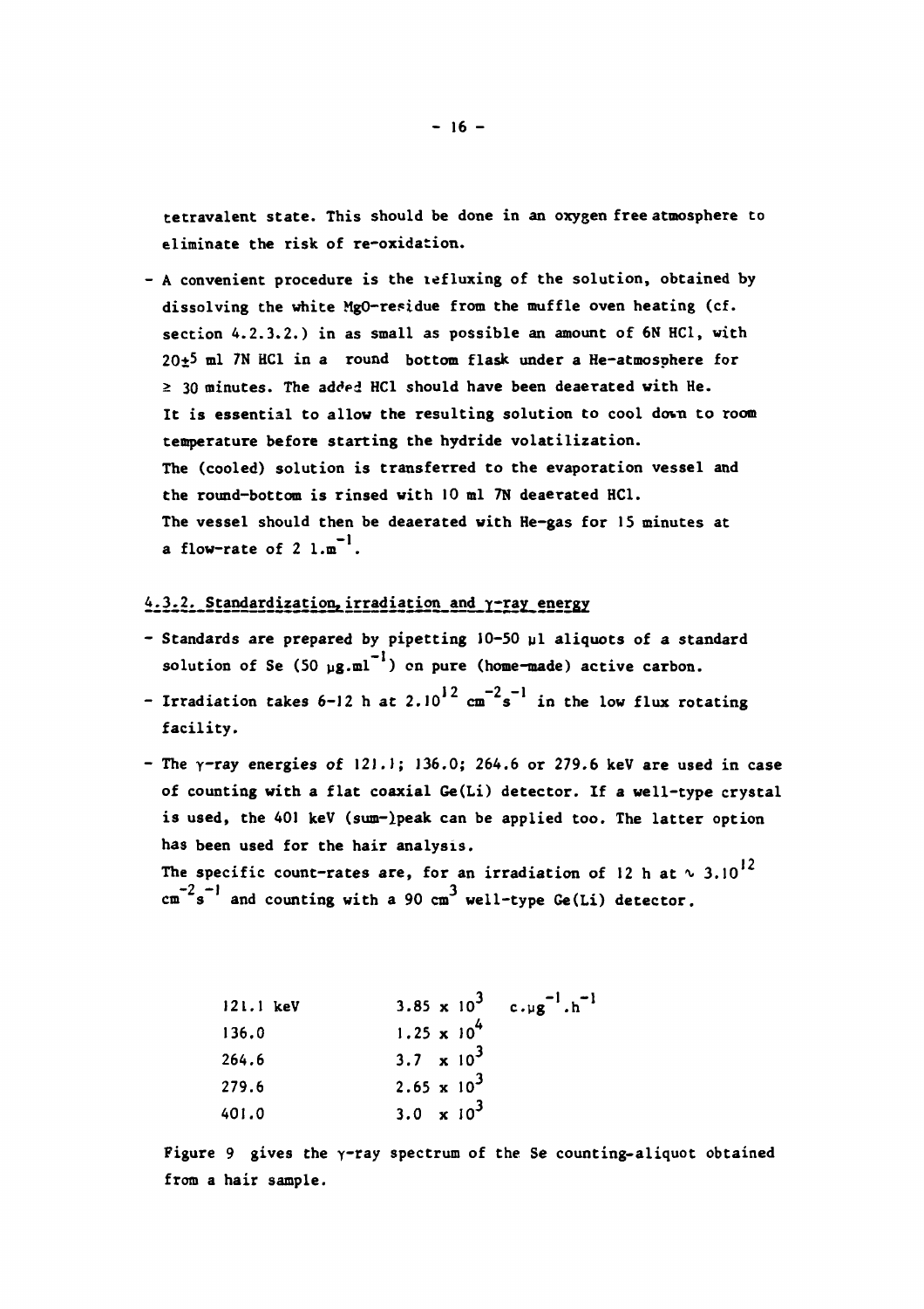tetravalent state. This should be done in an oxygen free atmosphere to eliminate the risk of re-oxidation.

- A convenient procedure is the refluxing of the solution, obtained by dissolving the white MgO-residue from the muffle oven heating (cf. section 4.2.3.2.) in as small as possible an amount of 6N HCl, with 20±5 ml 7N HCl in a round bottom flask under a He-atmosphere for ≥ 30 minutes. The added HCl should have been deaerated with He.
  It is essential to allow the resulting solution to cool down to room temperature before starting the hydride volatilization.
  The (cooled) solution is transferred to the evaporation vessel and the round-bottom is rinsed with 10 ml 7N deaerated HCl.
  The vessel should then be deaerated with He-gas for 15 minutes at a flow-rate of 2 $l.m^{-1}$.

### 4.3.2. Standardization, irradiation and γ-ray energy

- Standards are prepared by pipetting 10-50 µl aliquots of a standard solution of Se (50 $\mu g.ml^{-1}$) on pure (home-made) active carbon.
- Irradiation takes 6-12 h at $2.10^{12}$ $cm^{-2}s^{-1}$ in the low flux rotating facility.
- The γ-ray energies of 121.1; 136.0; 264.6 or 279.6 keV are used in case of counting with a flat coaxial Ge(Li) detector. If a well-type crystal is used, the 401 keV (sum-)peak can be applied too. The latter option has been used for the hair analysis.
  The specific count-rates are, for an irradiation of 12 h at ∿ $3.10^{12}$ $cm^{-2}s^{-1}$ and counting with a 90 $cm^3$ well-type Ge(Li) detector.

| | | |
|---|---|---|
| 121.1 keV | $3.85 \times 10^3$ | $c.\mu g^{-1}.h^{-1}$ |
| 136.0 | $1.25 \times 10^4$ | |
| 264.6 | $3.7 \times 10^3$ | |
| 279.6 | $2.65 \times 10^3$ | |
| 401.0 | $3.0 \times 10^3$ | |

Figure 9 gives the γ-ray spectrum of the Se counting-aliquot obtained from a hair sample.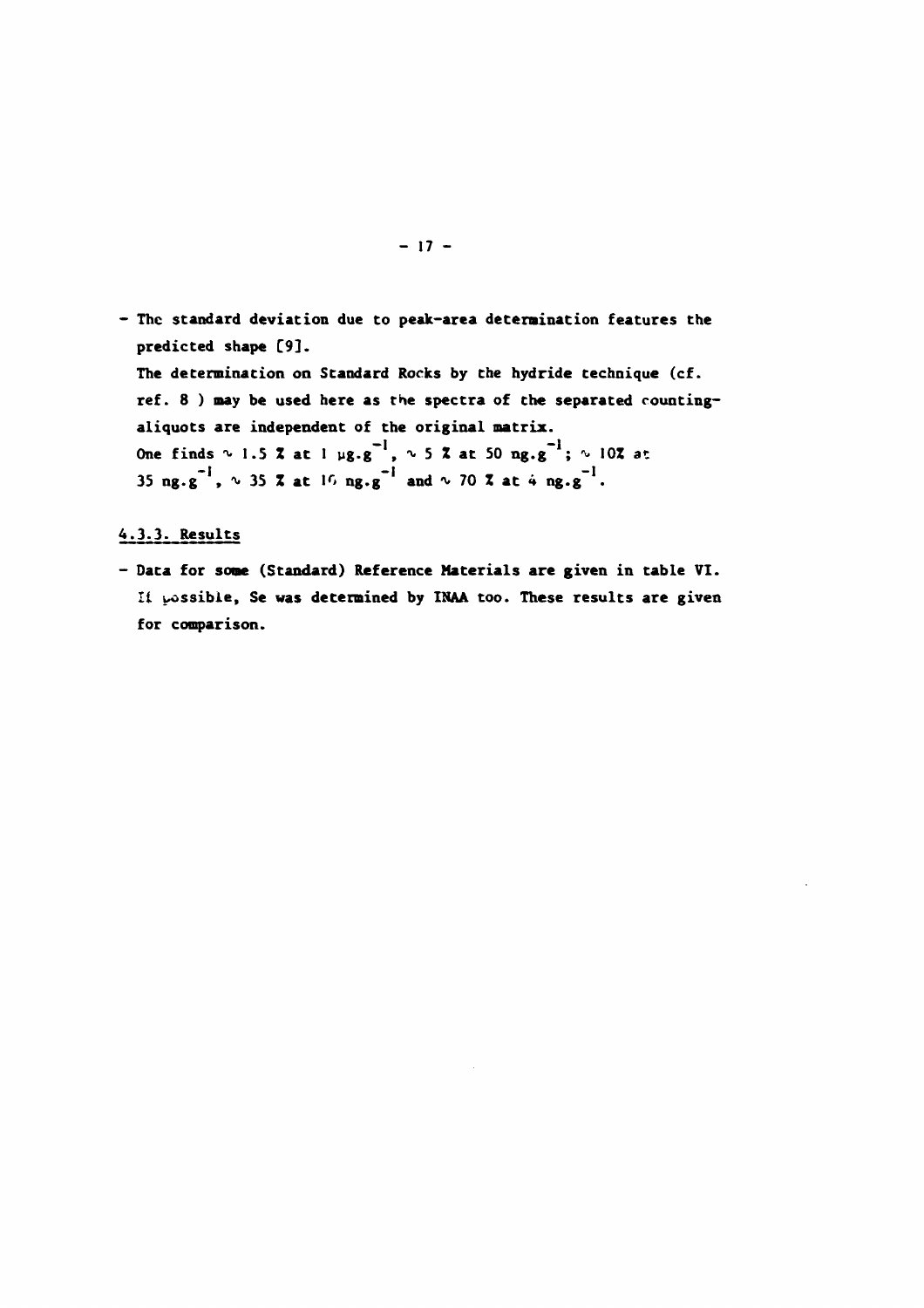- The standard deviation due to peak-area determination features the predicted shape [9].
  The determination on Standard Rocks by the hydride technique (cf. ref. 8 ) may be used here as the spectra of the separated counting-aliquots are independent of the original matrix.
  One finds ∿ 1.5 % at 1 $\mu g.g^{-1}$, ∿ 5 % at 50 $ng.g^{-1}$; ∿ 10% at 35 $ng.g^{-1}$, ∿ 35 % at 10 $ng.g^{-1}$ and ∿ 70 % at 4 $ng.g^{-1}$.

#### 4.3.3. Results

- Data for some (Standard) Reference Materials are given in table VI. If possible, Se was determined by INAA too. These results are given for comparison.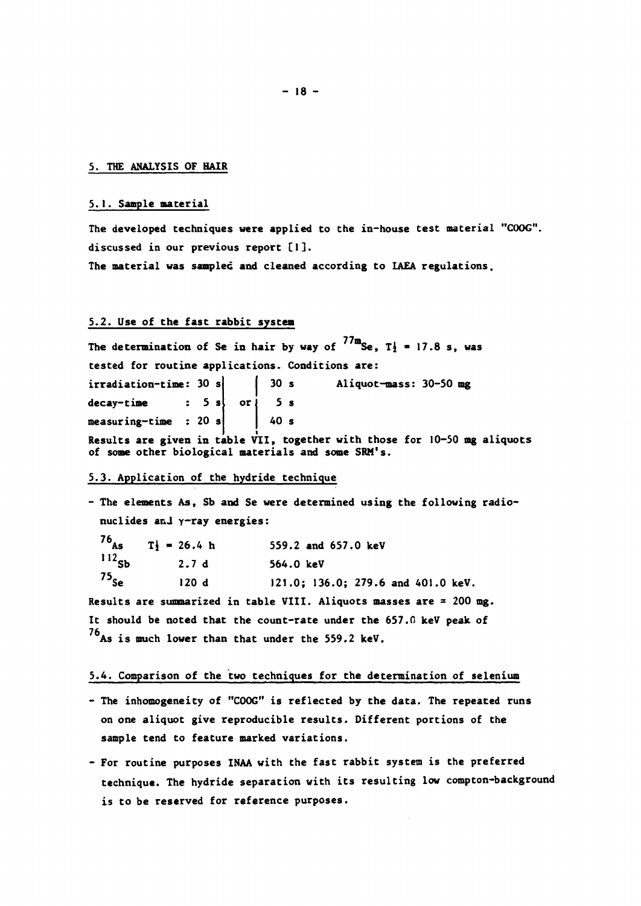## 5. THE ANALYSIS OF HAIR

### 5.1. Sample material

The developed techniques were applied to the in-house test material "COOG". discussed in our previous report [1].
The material was sampled and cleaned according to IAEA regulations.

### 5.2. Use of the fast rabbit system

The determination of Se in hair by way of $^{77m}Se$, $T_{\frac{1}{2}}$ = 17.8 s, was tested for routine applications. Conditions are:

| | | | | |
|---|---|---|---|---|
| irradiation-time: | 30 s | | 30 s | Aliquot-mass: 30-50 mg |
| decay-time : | 5 s | or | 5 s | |
| measuring-time : | 20 s | | 40 s | |

Results are given in table VII, together with those for 10-50 mg aliquots of some other biological materials and some SRM's.

### 5.3. Application of the hydride technique

- The elements As, Sb and Se were determined using the following radionuclides and γ-ray energies:

| | | |
|---|---|---|
| $^{76}As$ | $T_{\frac{1}{2}}$ = 26.4 h | 559.2 and 657.0 keV |
| $^{112}Sb$ | 2.7 d | 564.0 keV |
| $^{75}Se$ | 120 d | 121.0; 136.0; 279.6 and 401.0 keV. |

Results are summarized in table VIII. Aliquots masses are ≈ 200 mg.
It should be noted that the count-rate under the 657.0 keV peak of $^{76}As$ is much lower than that under the 559.2 keV.

### 5.4. Comparison of the two techniques for the determination of selenium

- The inhomogeneity of "COOG" is reflected by the data. The repeated runs on one aliquot give reproducible results. Different portions of the sample tend to feature marked variations.
- For routine purposes INAA with the fast rabbit system is the preferred technique. The hydride separation with its resulting low compton-background is to be reserved for reference purposes.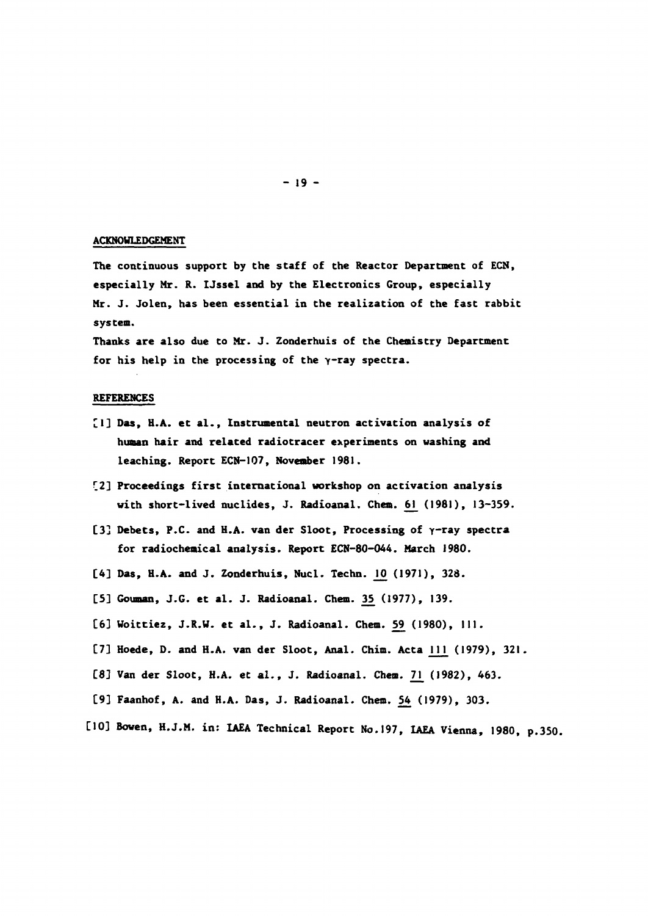## ACKNOWLEDGEMENT

The continuous support by the staff of the Reactor Department of ECN, especially Mr. R. IJssel and by the Electronics Group, especially Mr. J. Jolen, has been essential in the realization of the fast rabbit system.

Thanks are also due to Mr. J. Zonderhuis of the Chemistry Department for his help in the processing of the γ-ray spectra.

## REFERENCES

[1] Das, H.A. et al., Instrumental neutron activation analysis of human hair and related radiotracer experiments on washing and leaching. Report ECN-107, November 1981.

[2] Proceedings first international workshop on activation analysis with short-lived nuclides, J. Radioanal. Chem. 61 (1981), 13-359.

[3] Debets, P.C. and H.A. van der Sloot, Processing of γ-ray spectra for radiochemical analysis. Report ECN-80-044. March 1980.

[4] Das, H.A. and J. Zonderhuis, Nucl. Techn. 10 (1971), 328.

[5] Gouman, J.G. et al. J. Radioanal. Chem. 35 (1977), 139.

[6] Woittiez, J.R.W. et al., J. Radioanal. Chem. 59 (1980), 111.

[7] Hoede, D. and H.A. van der Sloot, Anal. Chim. Acta 111 (1979), 321.

[8] Van der Sloot, H.A. et al., J. Radioanal. Chem. 71 (1982), 463.

[9] Faanhof, A. and H.A. Das, J. Radioanal. Chem. 54 (1979), 303.

[10] Bowen, H.J.M. in: IAEA Technical Report No.197, IAEA Vienna, 1980, p.350.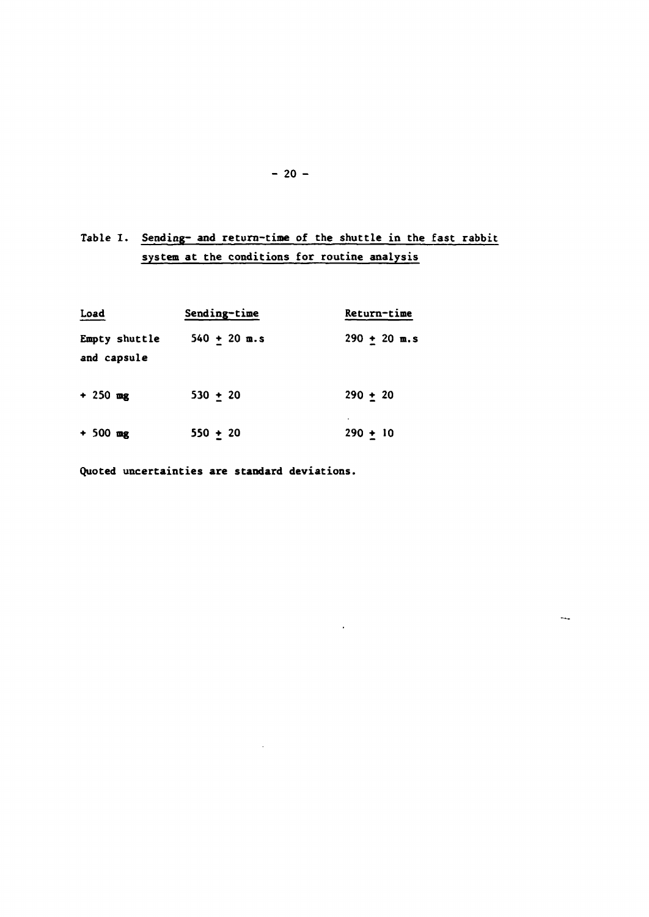Table I. Sending- and return-time of the shuttle in the fast rabbit system at the conditions for routine analysis

| Load | Sending-time | Return-time |
|---|---|---|
| Empty shuttle and capsule | 540 ± 20 m.s | 290 ± 20 m.s |
| + 250 mg | 530 ± 20 | 290 ± 20 |
| + 500 mg | 550 ± 20 | 290 ± 10 |

Quoted uncertainties are standard deviations.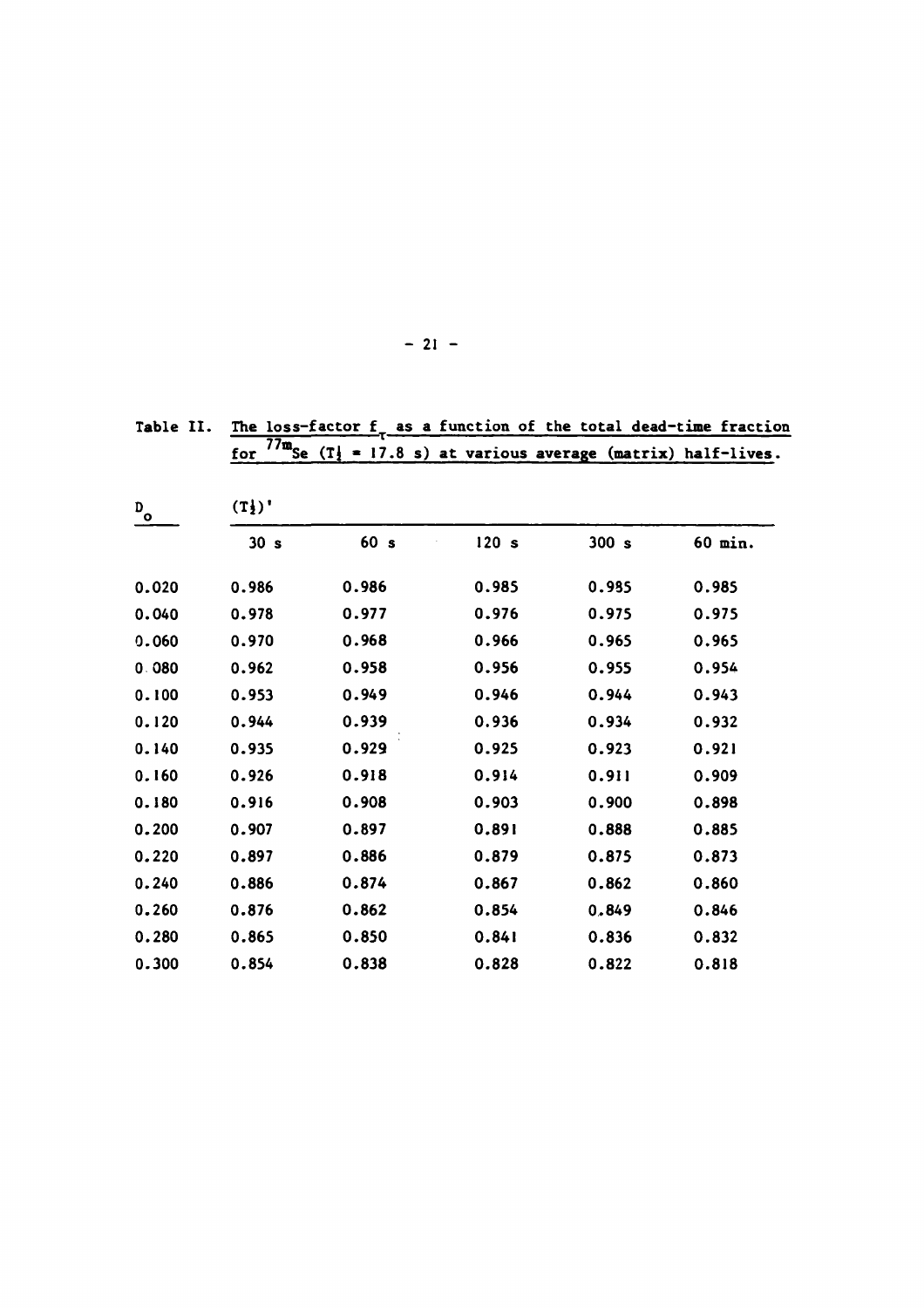Table II. The loss-factor $f_{\tau}$ as a function of the total dead-time fraction for $^{77m}Se$ ($T_{\frac{1}{2}}$ = 17.8 s) at various average (matrix) half-lives.

| $D_o$ | $(T_{\frac{1}{2}})'$ | | | | |
|---|---|---|---|---|---|
| | 30 s | 60 s | 120 s | 300 s | 60 min. |
| 0.020 | 0.986 | 0.986 | 0.985 | 0.985 | 0.985 |
| 0.040 | 0.978 | 0.977 | 0.976 | 0.975 | 0.975 |
| 0.060 | 0.970 | 0.968 | 0.966 | 0.965 | 0.965 |
| 0.080 | 0.962 | 0.958 | 0.956 | 0.955 | 0.954 |
| 0.100 | 0.953 | 0.949 | 0.946 | 0.944 | 0.943 |
| 0.120 | 0.944 | 0.939 | 0.936 | 0.934 | 0.932 |
| 0.140 | 0.935 | 0.929 | 0.925 | 0.923 | 0.921 |
| 0.160 | 0.926 | 0.918 | 0.914 | 0.911 | 0.909 |
| 0.180 | 0.916 | 0.908 | 0.903 | 0.900 | 0.898 |
| 0.200 | 0.907 | 0.897 | 0.891 | 0.888 | 0.885 |
| 0.220 | 0.897 | 0.886 | 0.879 | 0.875 | 0.873 |
| 0.240 | 0.886 | 0.874 | 0.867 | 0.862 | 0.860 |
| 0.260 | 0.876 | 0.862 | 0.854 | 0.849 | 0.846 |
| 0.280 | 0.865 | 0.850 | 0.841 | 0.836 | 0.832 |
| 0.300 | 0.854 | 0.838 | 0.828 | 0.822 | 0.818 |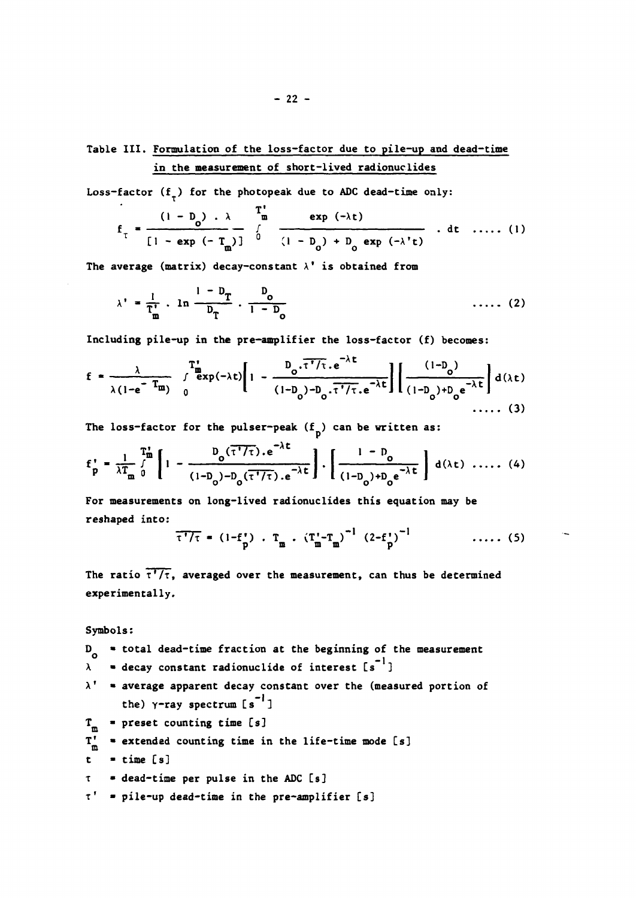## Table III. Formulation of the loss-factor due to pile-up and dead-time in the measurement of short-lived radionuclides

Loss-factor ($f_\tau$) for the photopeak due to ADC dead-time only:

$$f_\tau = \frac{(1 - D_o) \cdot \lambda}{[1 - \exp(-T_m)]} \int_0^{T'_m} \frac{\exp(-\lambda t)}{(1 - D_o) + D_o \exp(-\lambda' t)} \cdot dt \quad \ldots\ldots (1)$$

The average (matrix) decay-constant $\lambda'$ is obtained from

$$\lambda' = \frac{1}{T'_m} \cdot \ln \frac{1 - D_T}{D_T} \cdot \frac{D_o}{1 - D_o} \quad \ldots\ldots (2)$$

Including pile-up in the pre-amplifier the loss-factor (f) becomes:

$$f = \frac{\lambda}{\lambda(1 - e^{-T_m})} \int_0^{T'_m} \exp(-\lambda t)\left[1 - \frac{D_o \cdot \overline{\tau'/\tau} \cdot e^{-\lambda t}}{(1-D_o) - D_o \cdot \overline{\tau'/\tau} \cdot e^{-\lambda t}}\right]\left[\frac{(1-D_o)}{(1-D_o)+D_o e^{-\lambda t}}\right] d(\lambda t) \quad \ldots\ldots (3)$$

The loss-factor for the pulser-peak ($f_p$) can be written as:

$$f'_p = \frac{1}{\lambda T_m} \int_0^{T'_m} \left[1 - \frac{D_o(\overline{\tau'/\tau}) \cdot e^{-\lambda t}}{(1-D_o) - D_o(\overline{\tau'/\tau}) \cdot e^{-\lambda t}}\right] \cdot \left[\frac{1 - D_o}{(1-D_o)+D_o e^{-\lambda t}}\right] d(\lambda t) \quad \ldots\ldots (4)$$

For measurements on long-lived radionuclides this equation may be reshaped into:

$$\overline{\tau'/\tau} = (1-f'_p) \cdot T_m \cdot (T'_m - T_m)^{-1} (2-f'_p)^{-1} \quad \ldots\ldots (5)$$

The ratio $\overline{\tau'/\tau}$, averaged over the measurement, can thus be determined experimentally.

Symbols:

- $D_o$ = total dead-time fraction at the beginning of the measurement
- $\lambda$ = decay constant radionuclide of interest [$s^{-1}$]
- $\lambda'$ = average apparent decay constant over the (measured portion of the) $\gamma$-ray spectrum [$s^{-1}$]
- $T_m$ = preset counting time [s]
- $T'_m$ = extended counting time in the life-time mode [s]
- $t$ = time [s]
- $\tau$ = dead-time per pulse in the ADC [s]
- $\tau'$ = pile-up dead-time in the pre-amplifier [s]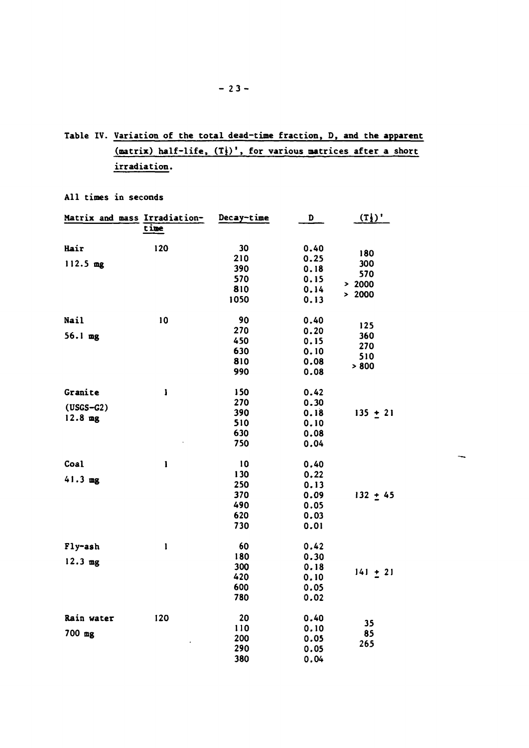Table IV. Variation of the total dead-time fraction, D, and the apparent (matrix) half-life, $(T_{\frac{1}{2}})'$, for various matrices after a short irradiation.

All times in seconds

| Matrix and mass | Irradiation-time | Decay-time | D | $(T_{\frac{1}{2}})'$ |
|---|---|---|---|---|
| Hair 112.5 mg | 120 | 30 | 0.40 | |
| | | 210 | 0.25 | 180 |
| | | 390 | 0.18 | 300 |
| | | 570 | 0.15 | 570 |
| | | 810 | 0.14 | > 2000 |
| | | 1050 | 0.13 | > 2000 |
| Nail 56.1 mg | 10 | 90 | 0.40 | |
| | | 270 | 0.20 | 125 |
| | | 450 | 0.15 | 360 |
| | | 630 | 0.10 | 270 |
| | | 810 | 0.08 | 510 |
| | | 990 | 0.08 | > 800 |
| Granite (USGS-G2) 12.8 mg | 1 | 150 | 0.42 | |
| | | 270 | 0.30 | |
| | | 390 | 0.18 | 135 ± 21 |
| | | 510 | 0.10 | |
| | | 630 | 0.08 | |
| | | 750 | 0.04 | |
| Coal 41.3 mg | 1 | 10 | 0.40 | |
| | | 130 | 0.22 | |
| | | 250 | 0.13 | |
| | | 370 | 0.09 | 132 ± 45 |
| | | 490 | 0.05 | |
| | | 620 | 0.03 | |
| | | 730 | 0.01 | |
| Fly-ash 12.3 mg | 1 | 60 | 0.42 | |
| | | 180 | 0.30 | |
| | | 300 | 0.18 | 141 ± 21 |
| | | 420 | 0.10 | |
| | | 600 | 0.05 | |
| | | 780 | 0.02 | |
| Rain water 700 mg | 120 | 20 | 0.40 | |
| | | 110 | 0.10 | 35 |
| | | 200 | 0.05 | 85 |
| | | 290 | 0.05 | 265 |
| | | 380 | 0.04 | |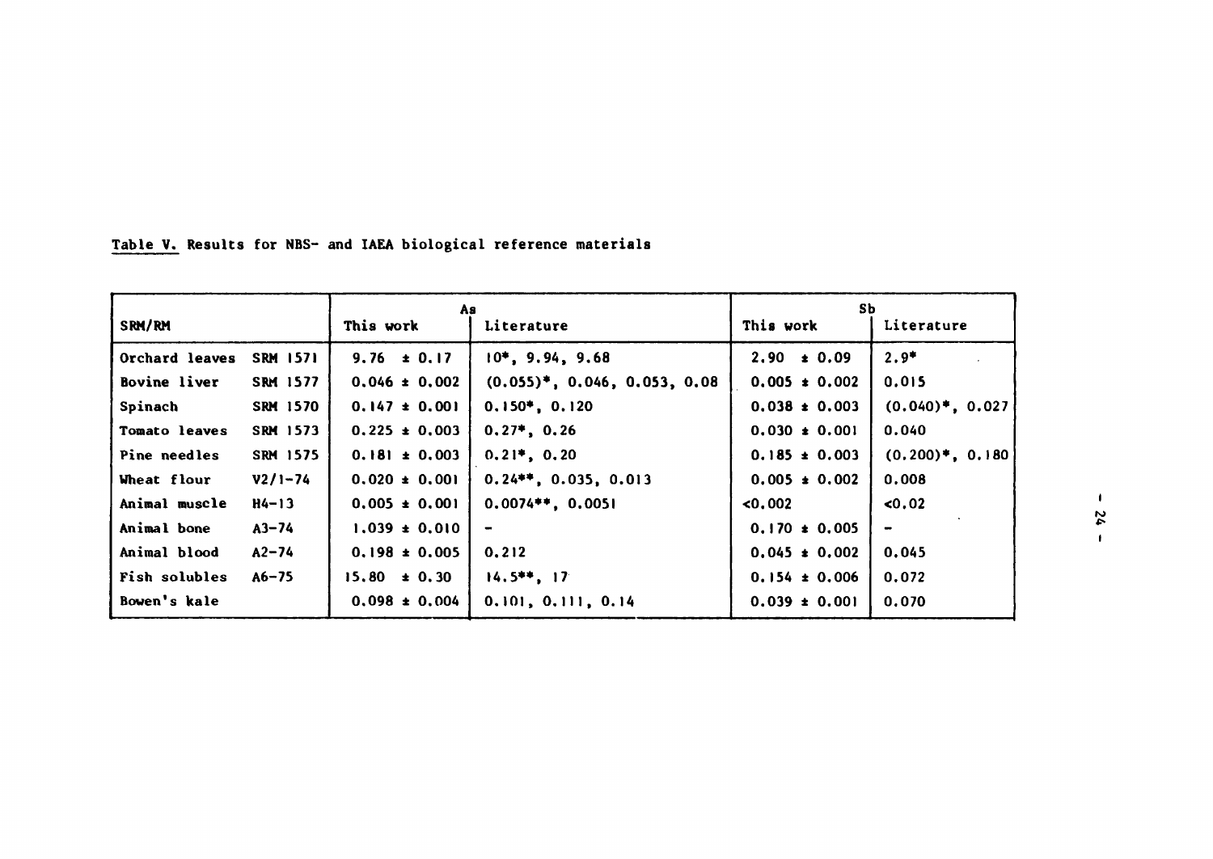Table V. Results for NBS- and IAEA biological reference materials

| SRM/RM | | As | | Sb | |
|---|---|---|---|---|---|
| | | This work | Literature | This work | Literature |
| Orchard leaves | SRM 1571 | 9.76 ± 0.17 | 10*, 9.94, 9.68 | 2.90 ± 0.09 | 2.9* |
| Bovine liver | SRM 1577 | 0.046 ± 0.002 | (0.055)*, 0.046, 0.053, 0.08 | 0.005 ± 0.002 | 0.015 |
| Spinach | SRM 1570 | 0.147 ± 0.001 | 0.150*, 0.120 | 0.038 ± 0.003 | (0.040)*, 0.027 |
| Tomato leaves | SRM 1573 | 0.225 ± 0.003 | 0.27*, 0.26 | 0.030 ± 0.001 | 0.040 |
| Pine needles | SRM 1575 | 0.181 ± 0.003 | 0.21*, 0.20 | 0.185 ± 0.003 | (0.200)*, 0.180 |
| Wheat flour | V2/1-74 | 0.020 ± 0.001 | 0.24**, 0.035, 0.013 | 0.005 ± 0.002 | 0.008 |
| Animal muscle | H4-13 | 0.005 ± 0.001 | 0.0074**, 0.0051 | <0.002 | <0.02 |
| Animal bone | A3-74 | 1.039 ± 0.010 | - | 0.170 ± 0.005 | - |
| Animal blood | A2-74 | 0.198 ± 0.005 | 0.212 | 0.045 ± 0.002 | 0.045 |
| Fish solubles | A6-75 | 15.80 ± 0.30 | 14.5**, 17 | 0.154 ± 0.006 | 0.072 |
| Bowen's kale | | 0.098 ± 0.004 | 0.101, 0.111, 0.14 | 0.039 ± 0.001 | 0.070 |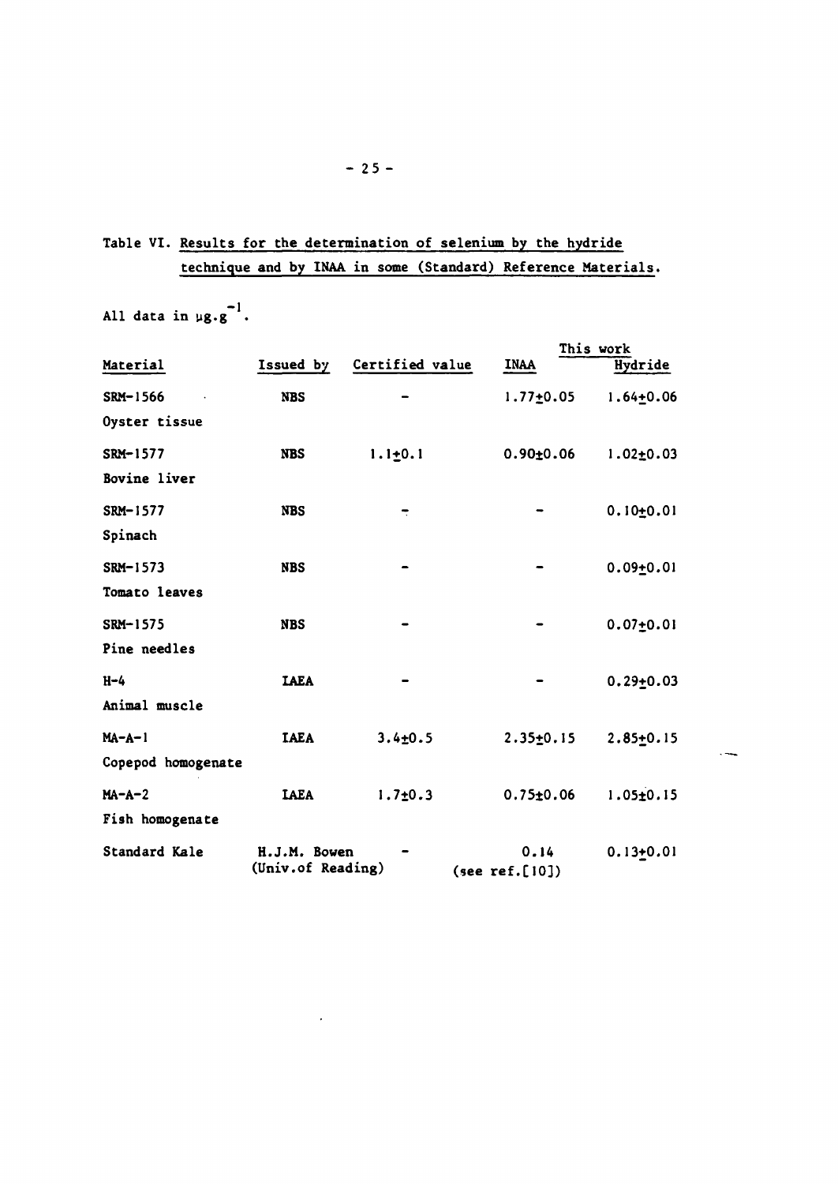Table VI. Results for the determination of selenium by the hydride technique and by INAA in some (Standard) Reference Materials.

All data in $\mu g.g^{-1}$.

| Material | Issued by | Certified value | This work INAA | This work Hydride |
|---|---|---|---|---|
| SRM-1566 Oyster tissue | NBS | - | 1.77±0.05 | 1.64±0.06 |
| SRM-1577 Bovine liver | NBS | 1.1±0.1 | 0.90±0.06 | 1.02±0.03 |
| SRM-1577 Spinach | NBS | - | - | 0.10±0.01 |
| SRM-1573 Tomato leaves | NBS | - | - | 0.09±0.01 |
| SRM-1575 Pine needles | NBS | - | - | 0.07±0.01 |
| H-4 Animal muscle | IAEA | - | - | 0.29±0.03 |
| MA-A-1 Copepod homogenate | IAEA | 3.4±0.5 | 2.35±0.15 | 2.85±0.15 |
| MA-A-2 Fish homogenate | IAEA | 1.7±0.3 | 0.75±0.06 | 1.05±0.15 |
| Standard Kale | H.J.M. Bowen (Univ.of Reading) | - | 0.14 (see ref.[10]) | 0.13±0.01 |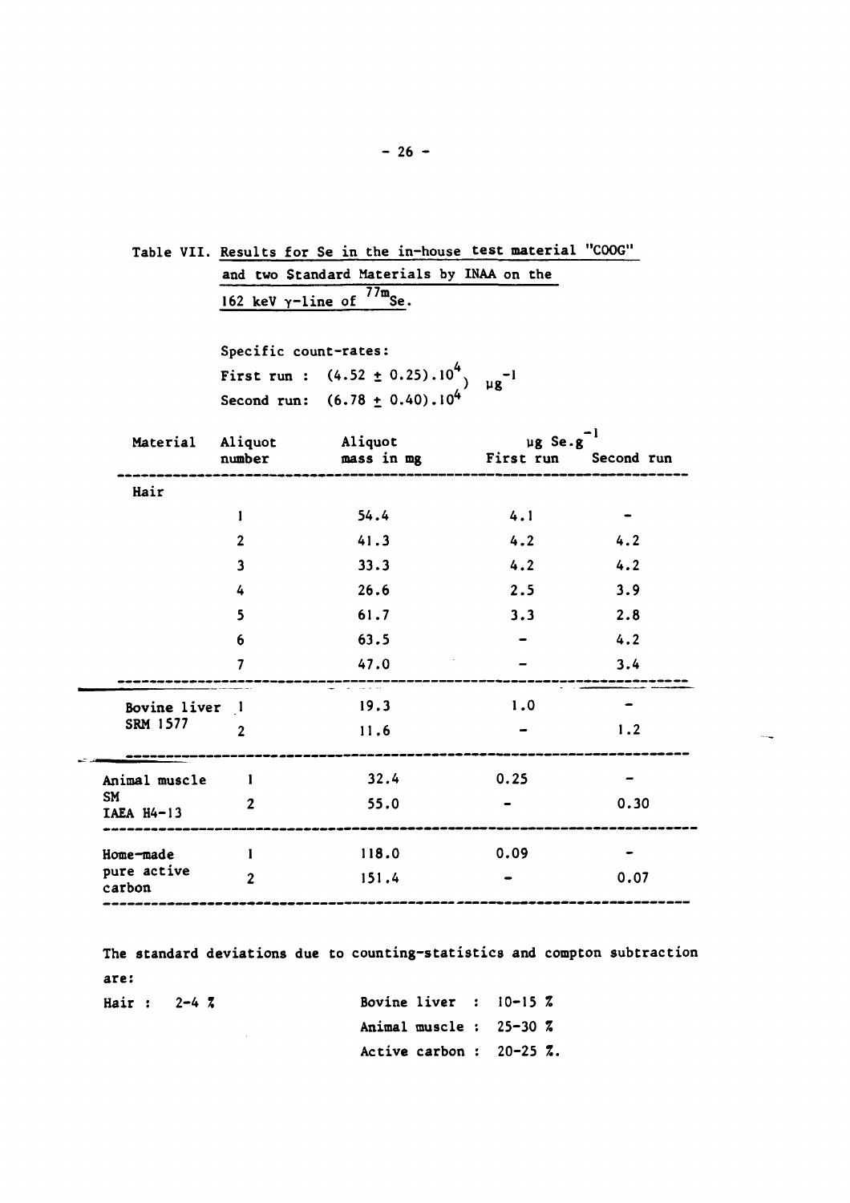Table VII. Results for Se in the in-house test material "COOG" and two Standard Materials by INAA on the 162 keV γ-line of $^{77m}$Se.

Specific count-rates:

First run : $(4.52 \pm 0.25).10^4$ $\mu g^{-1}$
Second run: $(6.78 \pm 0.40).10^4$ $\mu g^{-1}$

| Material | Aliquot number | Aliquot mass in mg | $\mu$g Se.g$^{-1}$ First run | $\mu$g Se.g$^{-1}$ Second run |
|---|---|---|---|---|
| Hair | | | | |
| | 1 | 54.4 | 4.1 | - |
| | 2 | 41.3 | 4.2 | 4.2 |
| | 3 | 33.3 | 4.2 | 4.2 |
| | 4 | 26.6 | 2.5 | 3.9 |
| | 5 | 61.7 | 3.3 | 2.8 |
| | 6 | 63.5 | - | 4.2 |
| | 7 | 47.0 | - | 3.4 |
| Bovine liver SRM 1577 | 1 | 19.3 | 1.0 | - |
| | 2 | 11.6 | - | 1.2 |
| Animal muscle SM IAEA H4-13 | 1 | 32.4 | 0.25 | - |
| | 2 | 55.0 | - | 0.30 |
| Home-made pure active carbon | 1 | 118.0 | 0.09 | - |
| | 2 | 151.4 | - | 0.07 |

The standard deviations due to counting-statistics and compton subtraction are:

Hair : 2-4 %

Bovine liver : 10-15 %

Animal muscle : 25-30 %

Active carbon : 20-25 %.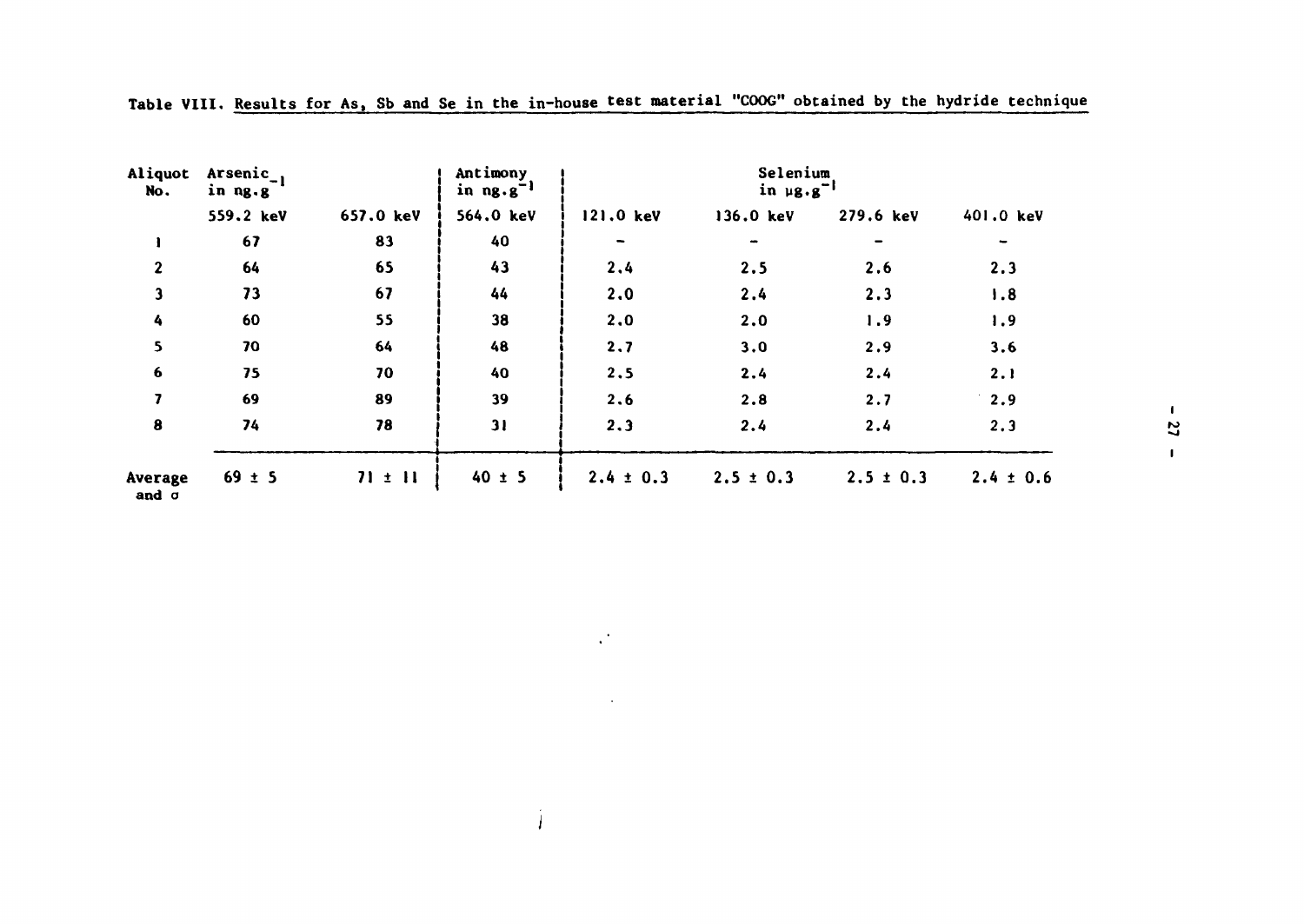Table VIII. Results for As, Sb and Se in the in-house test material "COOG" obtained by the hydride technique

| Aliquot No. | Arsenic in $ng.g^{-1}$ | | Antimony in $ng.g^{-1}$ | Selenium in $\mu g.g^{-1}$ | | | |
|---|---|---|---|---|---|---|---|
| | 559.2 keV | 657.0 keV | 564.0 keV | 121.0 keV | 136.0 keV | 279.6 keV | 401.0 keV |
| 1 | 67 | 83 | 40 | - | - | - | - |
| 2 | 64 | 65 | 43 | 2.4 | 2.5 | 2.6 | 2.3 |
| 3 | 73 | 67 | 44 | 2.0 | 2.4 | 2.3 | 1.8 |
| 4 | 60 | 55 | 38 | 2.0 | 2.0 | 1.9 | 1.9 |
| 5 | 70 | 64 | 48 | 2.7 | 3.0 | 2.9 | 3.6 |
| 6 | 75 | 70 | 40 | 2.5 | 2.4 | 2.4 | 2.1 |
| 7 | 69 | 89 | 39 | 2.6 | 2.8 | 2.7 | 2.9 |
| 8 | 74 | 78 | 31 | 2.3 | 2.4 | 2.4 | 2.3 |
| Average and $\sigma$ | 69 ± 5 | 71 ± 11 | 40 ± 5 | 2.4 ± 0.3 | 2.5 ± 0.3 | 2.5 ± 0.3 | 2.4 ± 0.6 |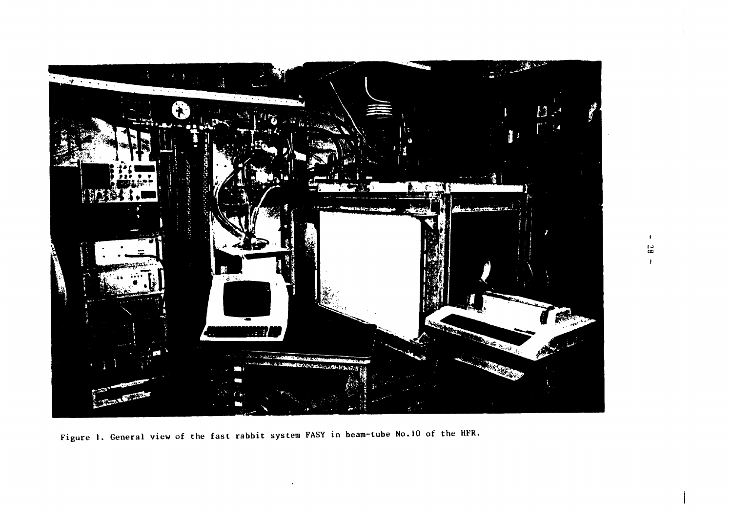Figure 1. General view of the fast rabbit system FASY in beam-tube No.10 of the HFR.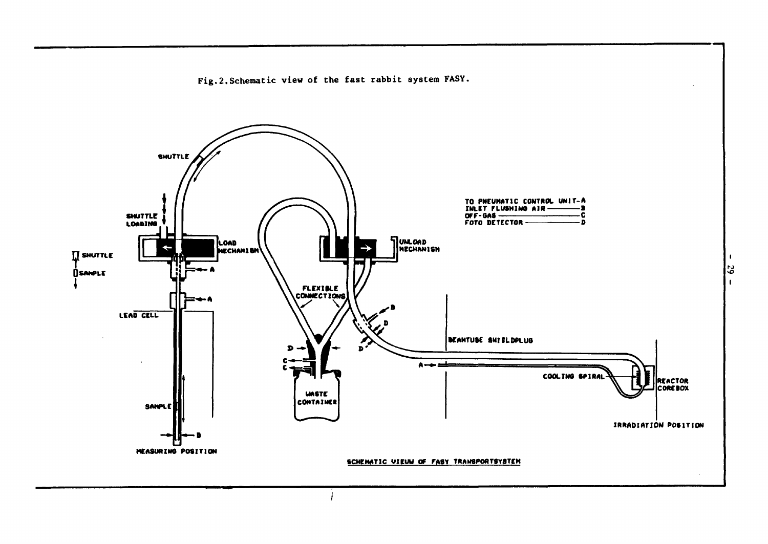Fig.2.Schematic view of the fast rabbit system FASY.

SHUTTLE

SHUTTLE LOADING

LOAD MECHANISM

UNLOAD MECHANISM

SHUTTLE

SAMPLE

LEAD CELL

FLEXIBLE CONNECTIONS

TO PNEUMATIC CONTROL UNIT - A
INLET FLUSHING AIR - B
OFF-GAS - C
FOTO DETECTOR - D

BEAMTUBE SHIELDPLUG

COOLING SPIRAL

REACTOR COREBOX

WASTE CONTAINER

SAMPLE

IRRADIATION POSITION

MEASURING POSITION

SCHEMATIC VIEUW OF FASY TRANSPORTSYSTEM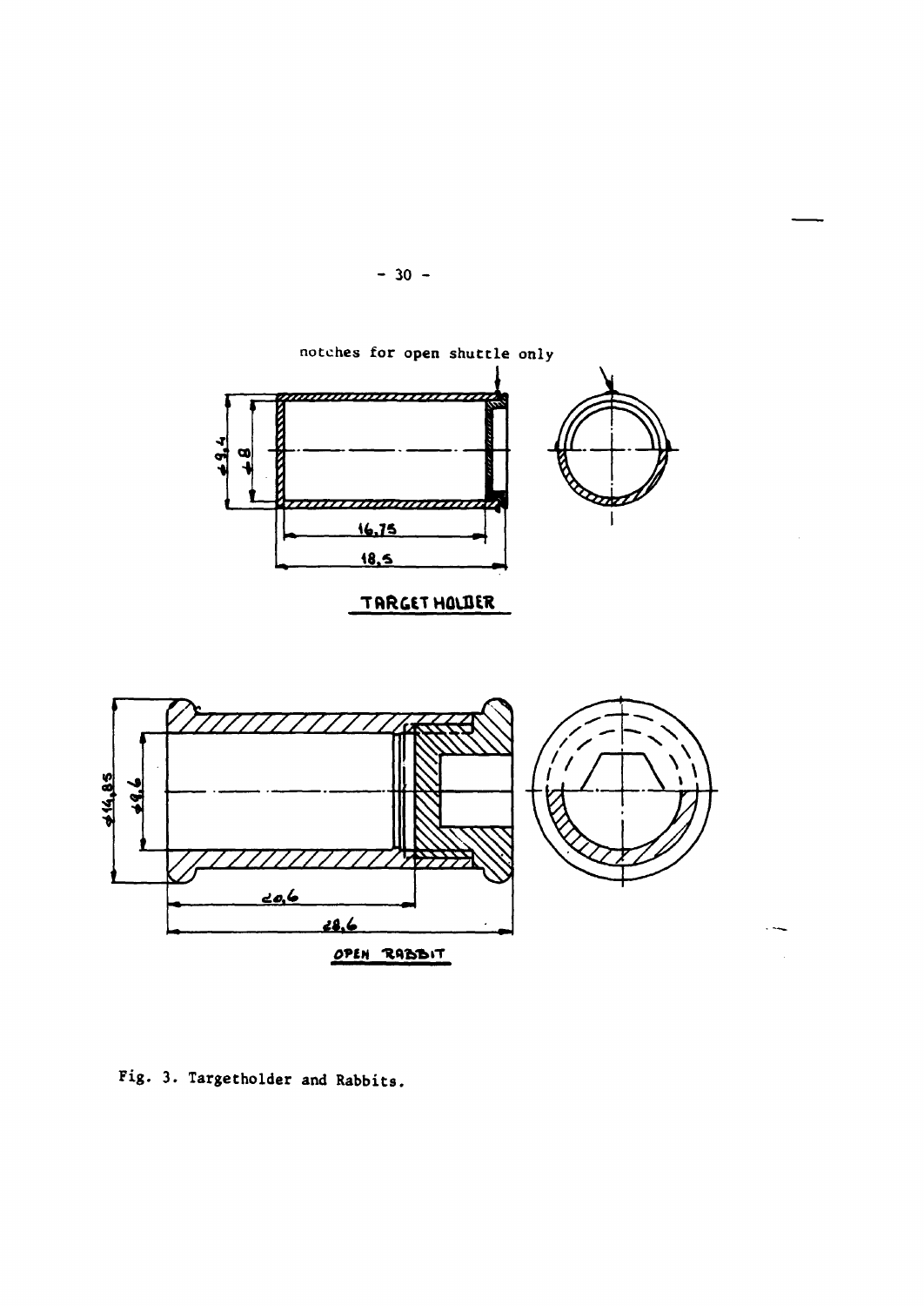notches for open shuttle only

Ø9,4

Ø8

16,75

18,5

TARGET HOLDER

Ø14,85

Ø9,6

20,6

28,6

OPEN RABBIT

Fig. 3. Targetholder and Rabbits.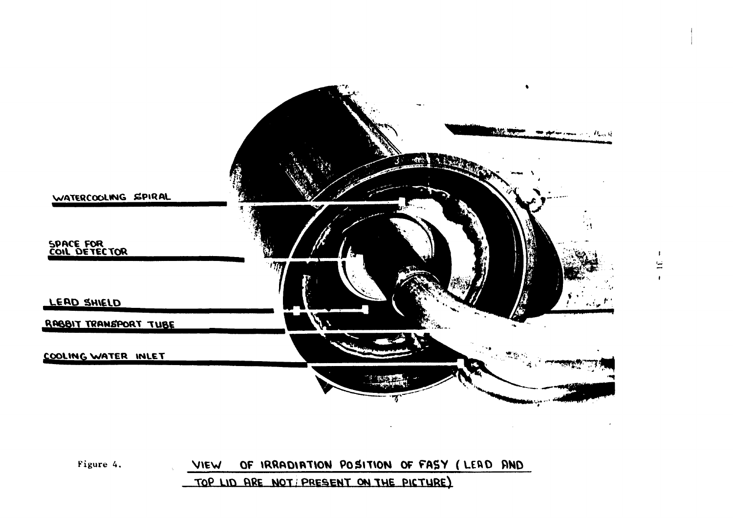WATERCOOLING SPIRAL

SPACE FOR COIL DETECTOR

LEAD SHIELD

RABBIT TRANSPORT TUBE

COOLING WATER INLET

Figure 4. VIEW OF IRRADIATION POSITION OF FASY (LEAD AND TOP LID ARE NOT PRESENT ON THE PICTURE)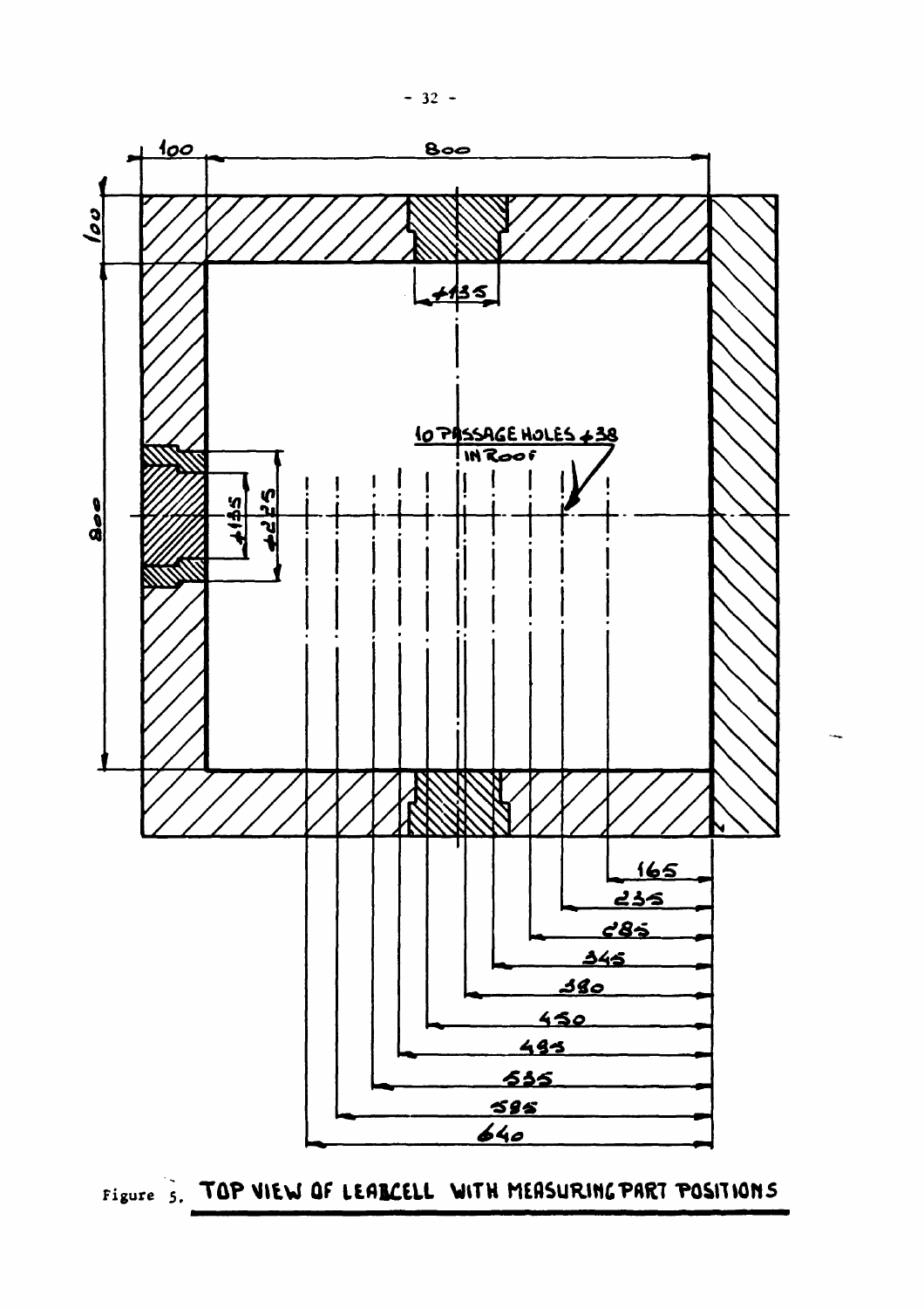Figure 5. TOP VIEW OF LEADCELL WITH MEASURING PART POSITIONS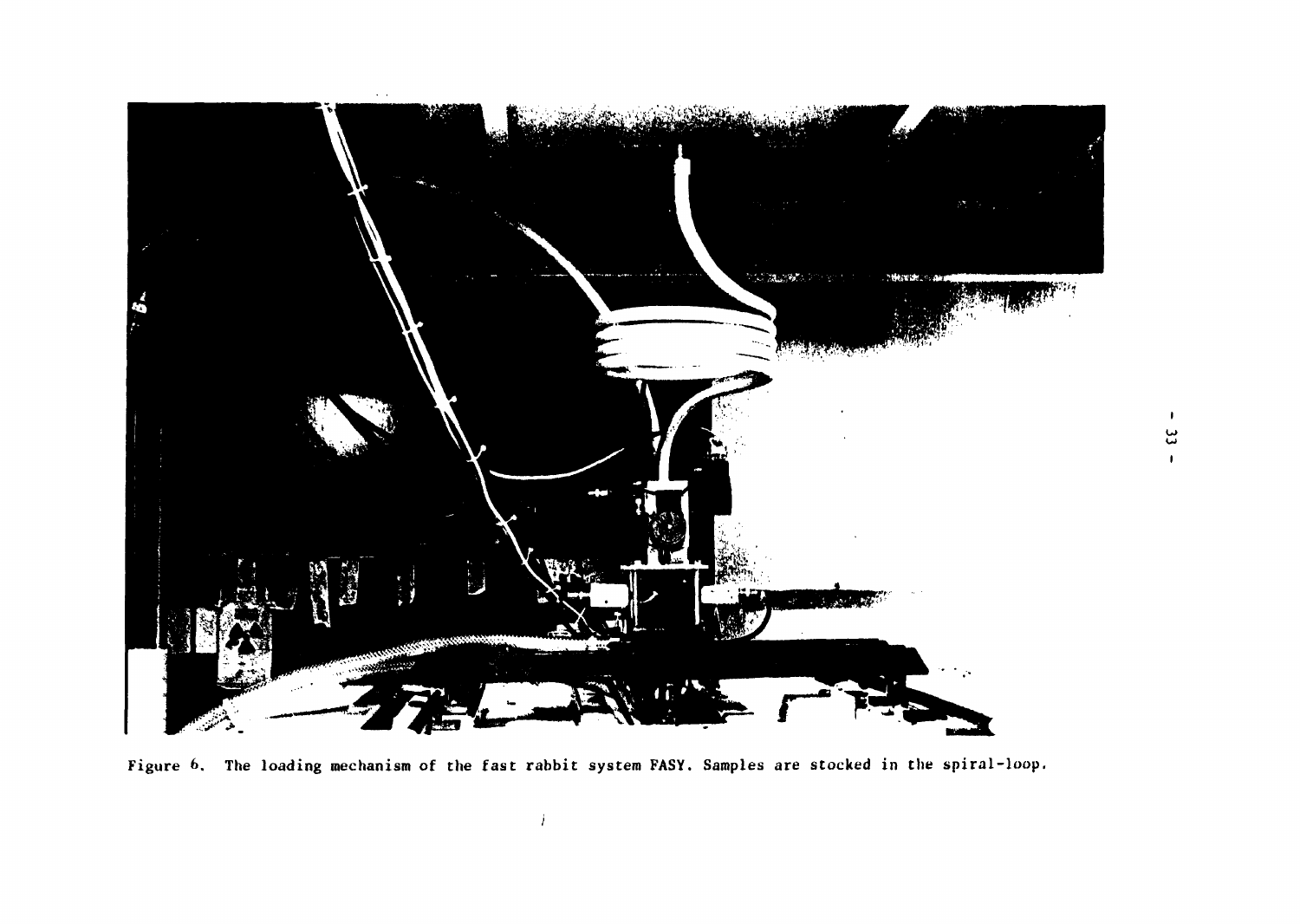Figure 6. The loading mechanism of the fast rabbit system FASY. Samples are stocked in the spiral-loop.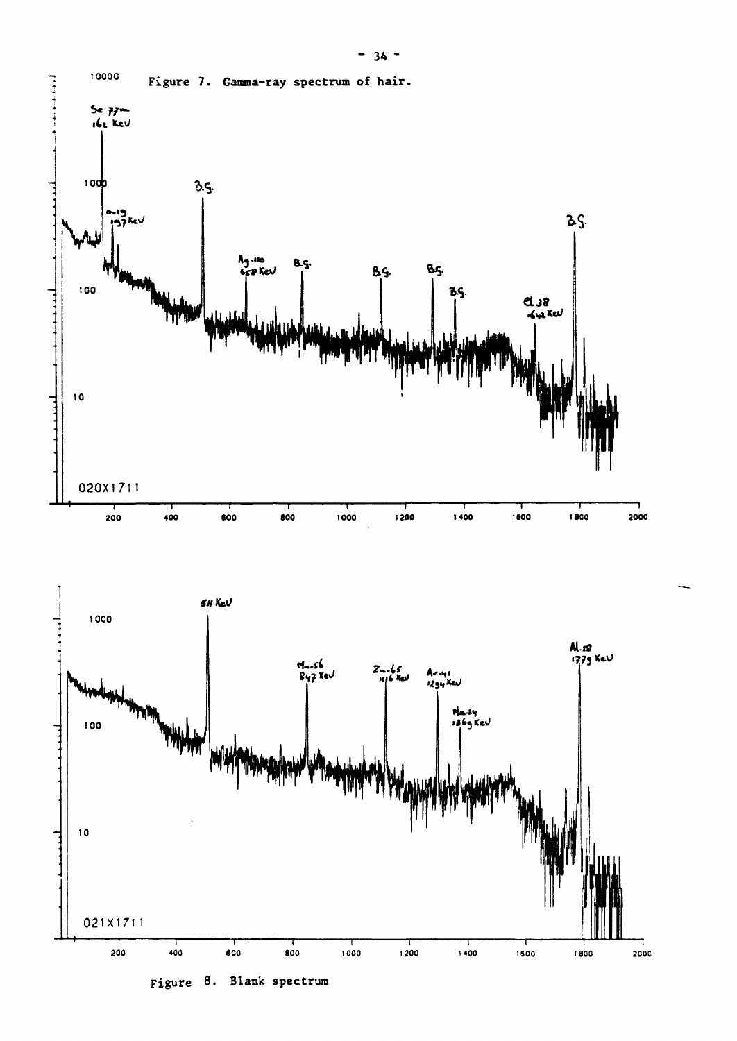Figure 7. Gamma-ray spectrum of hair.

Figure 8. Blank spectrum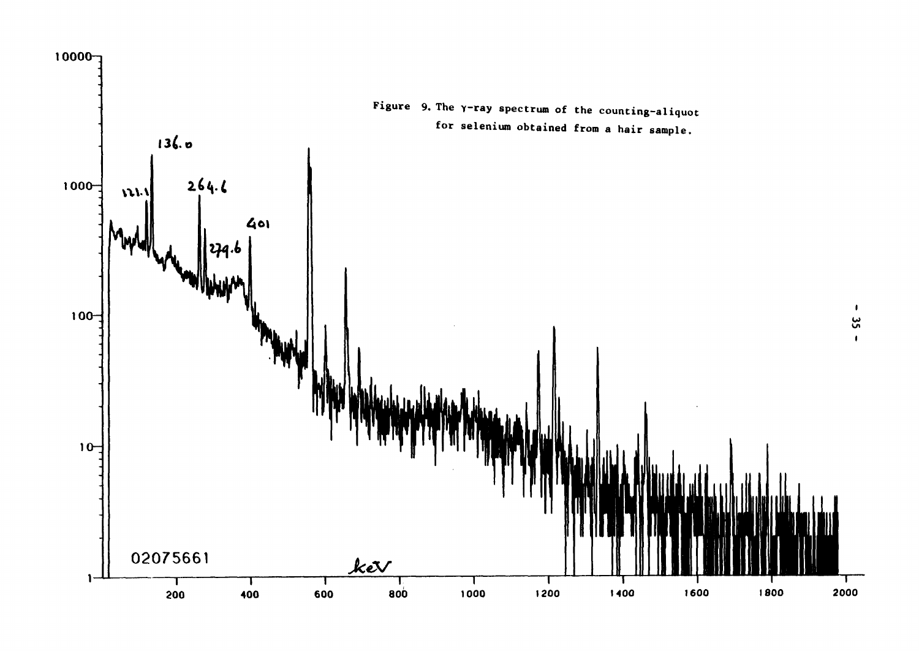Figure 9. The γ-ray spectrum of the counting-aliquot for selenium obtained from a hair sample.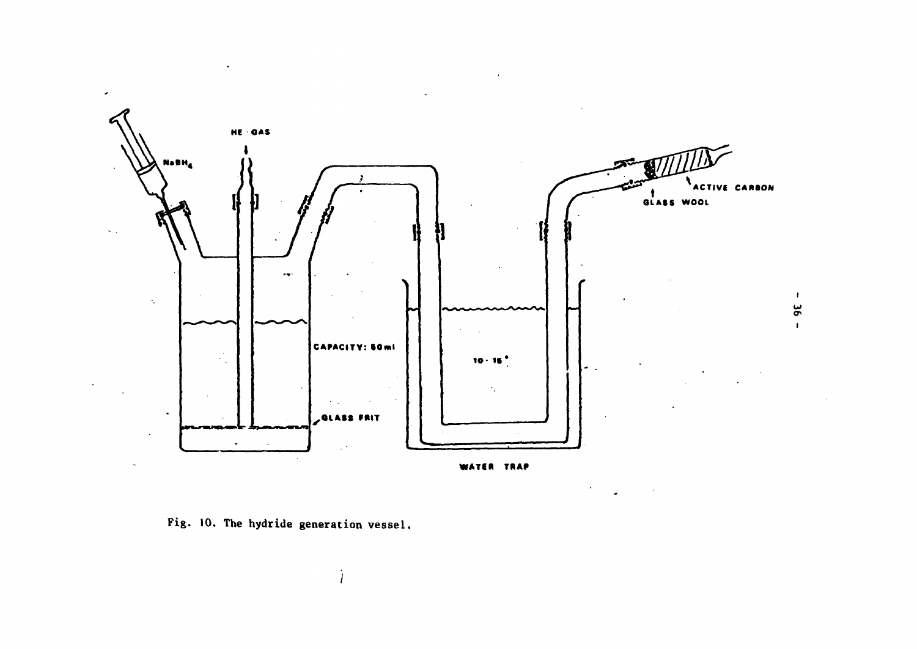HE GAS

$NaBH_4$

ACTIVE CARBON

GLASS WOOL

CAPACITY: 50ml

10 - 15°

GLASS FRIT

WATER TRAP

Fig. 10. The hydride generation vessel.